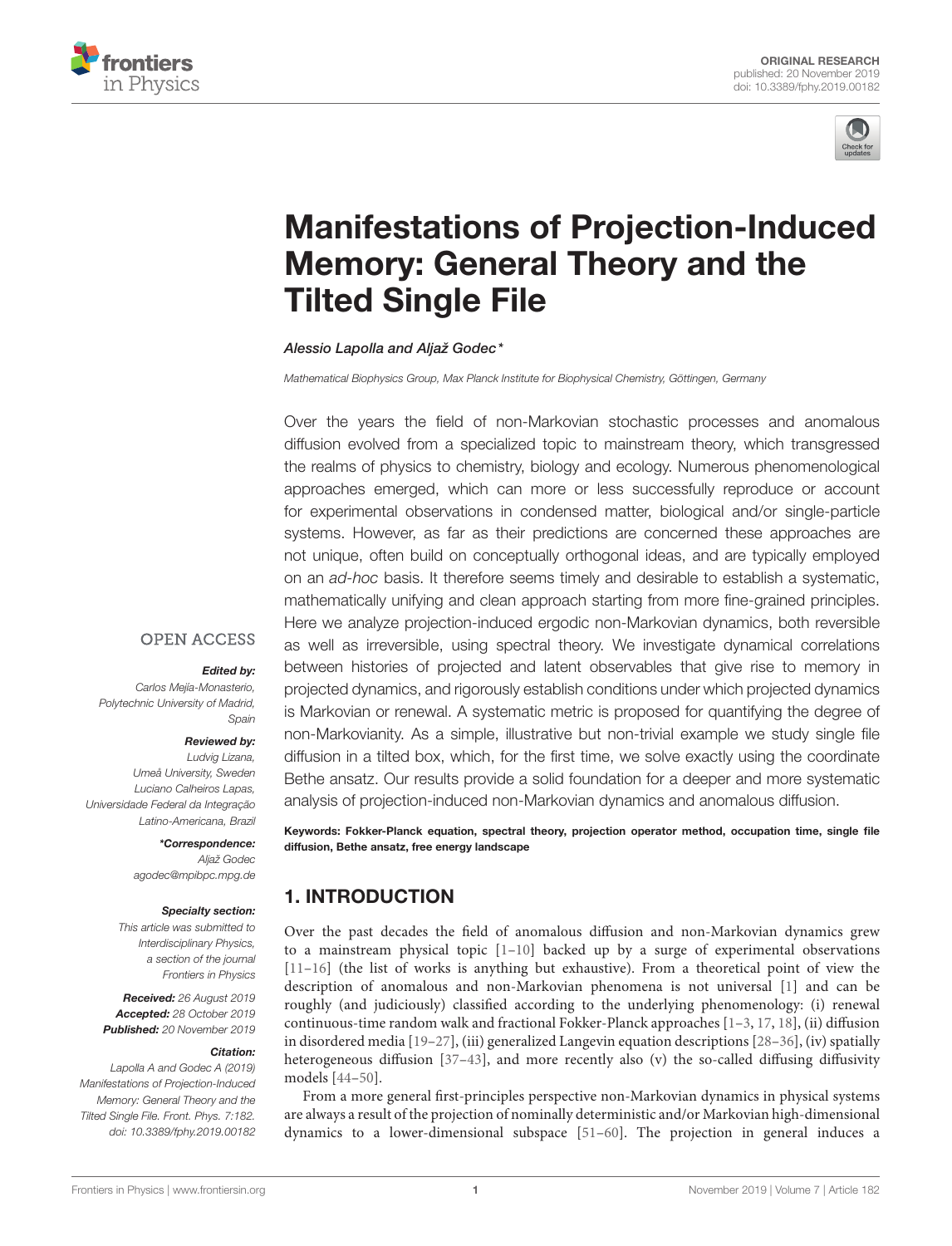ORIGINAL RESEARCH
published: 20 November 2019
doi: 10.3389/fphy.2019.00182

# Manifestations of Projection-Induced Memory: General Theory and the Tilted Single File

*Alessio Lapolla and Aljaž Godec\**

*Mathematical Biophysics Group, Max Planck Institute for Biophysical Chemistry, Göttingen, Germany*

Over the years the field of non-Markovian stochastic processes and anomalous diffusion evolved from a specialized topic to mainstream theory, which transgressed the realms of physics to chemistry, biology and ecology. Numerous phenomenological approaches emerged, which can more or less successfully reproduce or account for experimental observations in condensed matter, biological and/or single-particle systems. However, as far as their predictions are concerned these approaches are not unique, often build on conceptually orthogonal ideas, and are typically employed on an *ad-hoc* basis. It therefore seems timely and desirable to establish a systematic, mathematically unifying and clean approach starting from more fine-grained principles. Here we analyze projection-induced ergodic non-Markovian dynamics, both reversible as well as irreversible, using spectral theory. We investigate dynamical correlations between histories of projected and latent observables that give rise to memory in projected dynamics, and rigorously establish conditions under which projected dynamics is Markovian or renewal. A systematic metric is proposed for quantifying the degree of non-Markovianity. As a simple, illustrative but non-trivial example we study single file diffusion in a tilted box, which, for the first time, we solve exactly using the coordinate Bethe ansatz. Our results provide a solid foundation for a deeper and more systematic analysis of projection-induced non-Markovian dynamics and anomalous diffusion.

**Keywords: Fokker-Planck equation, spectral theory, projection operator method, occupation time, single file diffusion, Bethe ansatz, free energy landscape**

OPEN ACCESS

***Edited by:***
*Carlos Mejía-Monasterio, Polytechnic University of Madrid, Spain*

***Reviewed by:***
*Ludvig Lizana, Umeå University, Sweden*
*Luciano Calheiros Lapas, Universidade Federal da Integração Latino-Americana, Brazil*

***\*Correspondence:***
*Aljaž Godec*
*agodec@mpibpc.mpg.de*

***Specialty section:***
*This article was submitted to Interdisciplinary Physics, a section of the journal Frontiers in Physics*

***Received:*** *26 August 2019*
***Accepted:*** *28 October 2019*
***Published:*** *20 November 2019*

***Citation:***
*Lapolla A and Godec A (2019) Manifestations of Projection-Induced Memory: General Theory and the Tilted Single File. Front. Phys. 7:182. doi: 10.3389/fphy.2019.00182*

## 1. INTRODUCTION

Over the past decades the field of anomalous diffusion and non-Markovian dynamics grew to a mainstream physical topic [1–10] backed up by a surge of experimental observations [11–16] (the list of works is anything but exhaustive). From a theoretical point of view the description of anomalous and non-Markovian phenomena is not universal [1] and can be roughly (and judiciously) classified according to the underlying phenomenology: (i) renewal continuous-time random walk and fractional Fokker-Planck approaches [1–3, 17, 18], (ii) diffusion in disordered media [19–27], (iii) generalized Langevin equation descriptions [28–36], (iv) spatially heterogeneous diffusion [37–43], and more recently also (v) the so-called diffusing diffusivity models [44–50].

From a more general first-principles perspective non-Markovian dynamics in physical systems are always a result of the projection of nominally deterministic and/or Markovian high-dimensional dynamics to a lower-dimensional subspace [51–60]. The projection in general induces a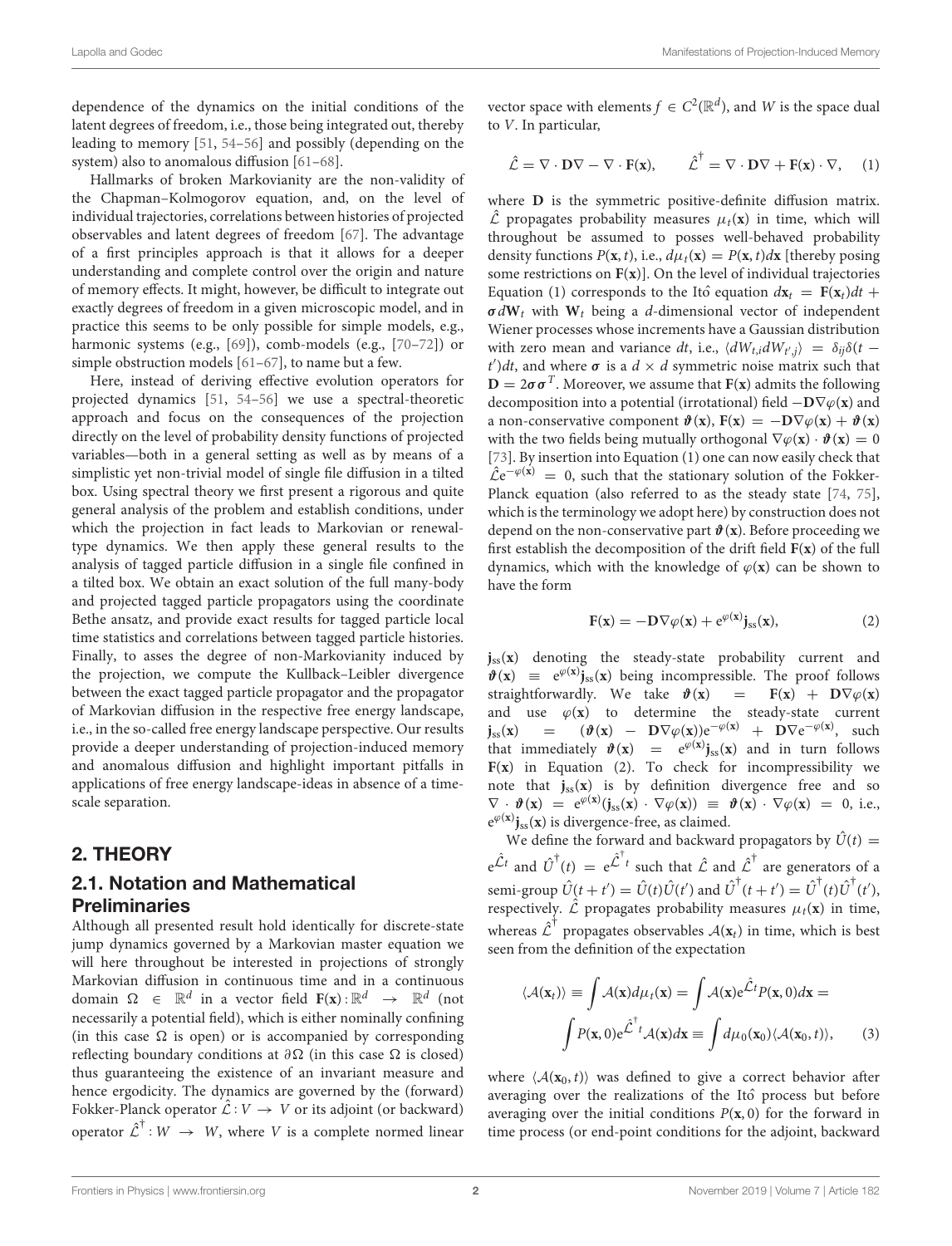dependence of the dynamics on the initial conditions of the latent degrees of freedom, i.e., those being integrated out, thereby leading to memory [51, 54–56] and possibly (depending on the system) also to anomalous diffusion [61–68].

Hallmarks of broken Markovianity are the non-validity of the Chapman–Kolmogorov equation, and, on the level of individual trajectories, correlations between histories of projected observables and latent degrees of freedom [67]. The advantage of a first principles approach is that it allows for a deeper understanding and complete control over the origin and nature of memory effects. It might, however, be difficult to integrate out exactly degrees of freedom in a given microscopic model, and in practice this seems to be only possible for simple models, e.g., harmonic systems (e.g., [69]), comb-models (e.g., [70–72]) or simple obstruction models [61–67], to name but a few.

Here, instead of deriving effective evolution operators for projected dynamics [51, 54–56] we use a spectral-theoretic approach and focus on the consequences of the projection directly on the level of probability density functions of projected variables—both in a general setting as well as by means of a simplistic yet non-trivial model of single file diffusion in a tilted box. Using spectral theory we first present a rigorous and quite general analysis of the problem and establish conditions, under which the projection in fact leads to Markovian or renewal-type dynamics. We then apply these general results to the analysis of tagged particle diffusion in a single file confined in a tilted box. We obtain an exact solution of the full many-body and projected tagged particle propagators using the coordinate Bethe ansatz, and provide exact results for tagged particle local time statistics and correlations between tagged particle histories. Finally, to asses the degree of non-Markovianity induced by the projection, we compute the Kullback–Leibler divergence between the exact tagged particle propagator and the propagator of Markovian diffusion in the respective free energy landscape, i.e., in the so-called free energy landscape perspective. Our results provide a deeper understanding of projection-induced memory and anomalous diffusion and highlight important pitfalls in applications of free energy landscape-ideas in absence of a time-scale separation.

## 2. THEORY

### 2.1. Notation and Mathematical Preliminaries

Although all presented result hold identically for discrete-state jump dynamics governed by a Markovian master equation we will here throughout be interested in projections of strongly Markovian diffusion in continuous time and in a continuous domain $\Omega \in \mathbb{R}^d$ in a vector field $\mathbf{F}(\mathbf{x}) : \mathbb{R}^d \rightarrow \mathbb{R}^d$ (not necessarily a potential field), which is either nominally confining (in this case $\Omega$ is open) or is accompanied by corresponding reflecting boundary conditions at $\partial\Omega$ (in this case $\Omega$ is closed) thus guaranteeing the existence of an invariant measure and hence ergodicity. The dynamics are governed by the (forward) Fokker-Planck operator $\hat{\mathcal{L}} : V \rightarrow V$ or its adjoint (or backward) operator $\hat{\mathcal{L}}^\dagger : W \rightarrow W$, where $V$ is a complete normed linear vector space with elements $f \in C^2(\mathbb{R}^d)$, and $W$ is the space dual to $V$. In particular,

$$\hat{\mathcal{L}} = \nabla \cdot \mathbf{D}\nabla - \nabla \cdot \mathbf{F}(\mathbf{x}), \qquad \hat{\mathcal{L}}^\dagger = \nabla \cdot \mathbf{D}\nabla + \mathbf{F}(\mathbf{x}) \cdot \nabla, \quad (1)$$

where $\mathbf{D}$ is the symmetric positive-definite diffusion matrix. $\hat{\mathcal{L}}$ propagates probability measures $\mu_t(\mathbf{x})$ in time, which will throughout be assumed to posses well-behaved probability density functions $P(\mathbf{x}, t)$, i.e., $d\mu_t(\mathbf{x}) = P(\mathbf{x}, t)d\mathbf{x}$ [thereby posing some restrictions on $\mathbf{F}(\mathbf{x})$]. On the level of individual trajectories Equation (1) corresponds to the Itô equation $d\mathbf{x}_t = \mathbf{F}(\mathbf{x}_t)dt + \boldsymbol{\sigma} d\mathbf{W}_t$ with $\mathbf{W}_t$ being a $d$-dimensional vector of independent Wiener processes whose increments have a Gaussian distribution with zero mean and variance $dt$, i.e., $\langle dW_{t,i} dW_{t',j}\rangle = \delta_{ij}\delta(t - t')dt$, and where $\boldsymbol{\sigma}$ is a $d \times d$ symmetric noise matrix such that $\mathbf{D} = 2\boldsymbol{\sigma}\boldsymbol{\sigma}^T$. Moreover, we assume that $\mathbf{F}(\mathbf{x})$ admits the following decomposition into a potential (irrotational) field $-\mathbf{D}\nabla\varphi(\mathbf{x})$ and a non-conservative component $\boldsymbol{\vartheta}(\mathbf{x})$, $\mathbf{F}(\mathbf{x}) = -\mathbf{D}\nabla\varphi(\mathbf{x}) + \boldsymbol{\vartheta}(\mathbf{x})$ with the two fields being mutually orthogonal $\nabla\varphi(\mathbf{x}) \cdot \boldsymbol{\vartheta}(\mathbf{x}) = 0$ [73]. By insertion into Equation (1) one can now easily check that $\hat{\mathcal{L}}e^{-\varphi(\mathbf{x})} = 0$, such that the stationary solution of the Fokker-Planck equation (also referred to as the steady state [74, 75], which is the terminology we adopt here) by construction does not depend on the non-conservative part $\boldsymbol{\vartheta}(\mathbf{x})$. Before proceeding we first establish the decomposition of the drift field $\mathbf{F}(\mathbf{x})$ of the full dynamics, which with the knowledge of $\varphi(\mathbf{x})$ can be shown to have the form

$$\mathbf{F}(\mathbf{x}) = -\mathbf{D}\nabla\varphi(\mathbf{x}) + e^{\varphi(\mathbf{x})}\mathbf{j}_{ss}(\mathbf{x}), \quad (2)$$

$\mathbf{j}_{ss}(\mathbf{x})$ denoting the steady-state probability current and $\boldsymbol{\vartheta}(\mathbf{x}) \equiv e^{\varphi(\mathbf{x})}\mathbf{j}_{ss}(\mathbf{x})$ being incompressible. The proof follows straightforwardly. We take $\boldsymbol{\vartheta}(\mathbf{x}) = \mathbf{F}(\mathbf{x}) + \mathbf{D}\nabla\varphi(\mathbf{x})$ and use $\varphi(\mathbf{x})$ to determine the steady-state current $\mathbf{j}_{ss}(\mathbf{x}) = (\boldsymbol{\vartheta}(\mathbf{x}) - \mathbf{D}\nabla\varphi(\mathbf{x}))e^{-\varphi(\mathbf{x})} + \mathbf{D}\nabla e^{-\varphi(\mathbf{x})}$, such that immediately $\boldsymbol{\vartheta}(\mathbf{x}) = e^{\varphi(\mathbf{x})}\mathbf{j}_{ss}(\mathbf{x})$ and in turn follows $\mathbf{F}(\mathbf{x})$ in Equation (2). To check for incompressibility we note that $\mathbf{j}_{ss}(\mathbf{x})$ is by definition divergence free and so $\nabla \cdot \boldsymbol{\vartheta}(\mathbf{x}) = e^{\varphi(\mathbf{x})}(\mathbf{j}_{ss}(\mathbf{x}) \cdot \nabla\varphi(\mathbf{x})) \equiv \boldsymbol{\vartheta}(\mathbf{x}) \cdot \nabla\varphi(\mathbf{x}) = 0$, i.e., $e^{\varphi(\mathbf{x})}\mathbf{j}_{ss}(\mathbf{x})$ is divergence-free, as claimed.

We define the forward and backward propagators by $\hat{U}(t) = e^{\hat{\mathcal{L}}t}$ and $\hat{U}^\dagger(t) = e^{\hat{\mathcal{L}}^\dagger t}$ such that $\hat{\mathcal{L}}$ and $\hat{\mathcal{L}}^\dagger$ are generators of a semi-group $\hat{U}(t + t') = \hat{U}(t)\hat{U}(t')$ and $\hat{U}^\dagger(t + t') = \hat{U}^\dagger(t)\hat{U}^\dagger(t')$, respectively. $\hat{\mathcal{L}}$ propagates probability measures $\mu_t(\mathbf{x})$ in time, whereas $\hat{\mathcal{L}}^\dagger$ propagates observables $\mathcal{A}(\mathbf{x}_t)$ in time, which is best seen from the definition of the expectation

$$\langle \mathcal{A}(\mathbf{x}_t)\rangle \equiv \int \mathcal{A}(\mathbf{x})d\mu_t(\mathbf{x}) = \int \mathcal{A}(\mathbf{x})e^{\hat{\mathcal{L}}t}P(\mathbf{x}, 0)d\mathbf{x} = \int P(\mathbf{x}, 0)e^{\hat{\mathcal{L}}^\dagger t}\mathcal{A}(\mathbf{x})d\mathbf{x} \equiv \int d\mu_0(\mathbf{x}_0)\langle \mathcal{A}(\mathbf{x}_0, t)\rangle, \quad (3)$$

where $\langle \mathcal{A}(\mathbf{x}_0, t)\rangle$ was defined to give a correct behavior after averaging over the realizations of the Itô process but before averaging over the initial conditions $P(\mathbf{x}, 0)$ for the forward in time process (or end-point conditions for the adjoint, backward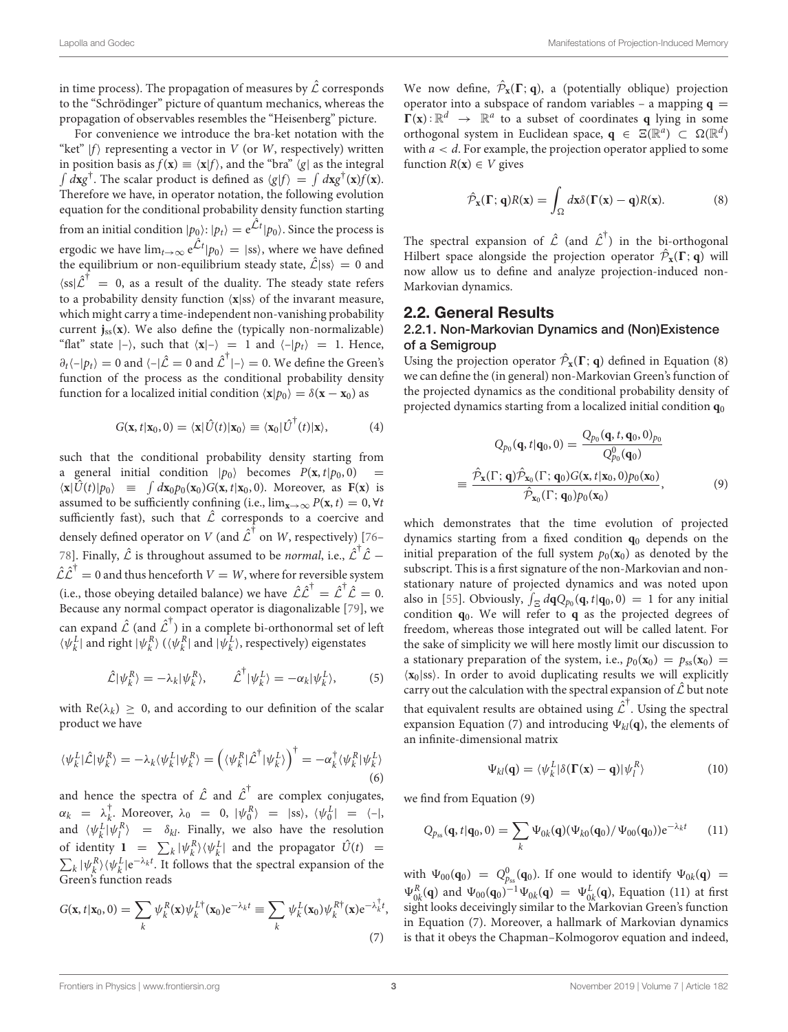in time process). The propagation of measures by $\hat{\mathcal{L}}$ corresponds to the "Schrödinger" picture of quantum mechanics, whereas the propagation of observables resembles the "Heisenberg" picture.

For convenience we introduce the bra-ket notation with the "ket" $|f\rangle$ representing a vector in $V$ (or $W$, respectively) written in position basis as $f(\mathbf{x}) \equiv \langle \mathbf{x}|f\rangle$, and the "bra" $\langle g|$ as the integral $\int d\mathbf{x} g^\dagger$. The scalar product is defined as $\langle g|f\rangle = \int d\mathbf{x} g^\dagger(\mathbf{x})f(\mathbf{x})$. Therefore we have, in operator notation, the following evolution equation for the conditional probability density function starting from an initial condition $|p_0\rangle$: $|p_t\rangle = \mathrm{e}^{\hat{\mathcal{L}}t}|p_0\rangle$. Since the process is ergodic we have $\lim_{t\to\infty} \mathrm{e}^{\hat{\mathcal{L}}t}|p_0\rangle = |\mathrm{ss}\rangle$, where we have defined the equilibrium or non-equilibrium steady state, $\hat{\mathcal{L}}|\mathrm{ss}\rangle = 0$ and $\langle \mathrm{ss}|\hat{\mathcal{L}}^\dagger = 0$, as a result of the duality. The steady state refers to a probability density function $\langle \mathbf{x}|\mathrm{ss}\rangle$ of the invariant measure, which might carry a time-independent non-vanishing probability current $\mathbf{j}_{\mathrm{ss}}(\mathbf{x})$. We also define the (typically non-normalizable) "flat" state $|-\rangle$, such that $\langle \mathbf{x}|-\rangle = 1$ and $\langle -|p_t\rangle = 1$. Hence, $\partial_t\langle -|p_t\rangle = 0$ and $\langle -|\hat{\mathcal{L}} = 0$ and $\hat{\mathcal{L}}^\dagger|-\rangle = 0$. We define the Green's function of the process as the conditional probability density function for a localized initial condition $\langle \mathbf{x}|p_0\rangle = \delta(\mathbf{x}-\mathbf{x}_0)$ as

$$G(\mathbf{x},t|\mathbf{x}_0,0) = \langle \mathbf{x}|\hat{U}(t)|\mathbf{x}_0\rangle \equiv \langle \mathbf{x}_0|\hat{U}^\dagger(t)|\mathbf{x}\rangle, \tag{4}$$

such that the conditional probability density starting from a general initial condition $|p_0\rangle$ becomes $P(\mathbf{x},t|p_0,0) = \langle \mathbf{x}|\hat{U}(t)|p_0\rangle \equiv \int d\mathbf{x}_0 p_0(\mathbf{x}_0)G(\mathbf{x},t|\mathbf{x}_0,0)$. Moreover, as $\mathbf{F}(\mathbf{x})$ is assumed to be sufficiently confining (i.e., $\lim_{\mathbf{x}\to\infty} P(\mathbf{x},t) = 0, \forall t$ sufficiently fast), such that $\hat{\mathcal{L}}$ corresponds to a coercive and densely defined operator on $V$ (and $\hat{\mathcal{L}}^\dagger$ on $W$, respectively) [76–78]. Finally, $\hat{\mathcal{L}}$ is throughout assumed to be *normal*, i.e., $\hat{\mathcal{L}}^\dagger\hat{\mathcal{L}} - \hat{\mathcal{L}}\hat{\mathcal{L}}^\dagger = 0$ and thus henceforth $V = W$, where for reversible system (i.e., those obeying detailed balance) we have $\hat{\mathcal{L}}\hat{\mathcal{L}}^\dagger = \hat{\mathcal{L}}^\dagger\hat{\mathcal{L}} = 0$. Because any normal compact operator is diagonalizable [79], we can expand $\hat{\mathcal{L}}$ (and $\hat{\mathcal{L}}^\dagger$) in a complete bi-orthonormal set of left $\langle \psi_k^L|$ and right $|\psi_k^R\rangle$ ($\langle \psi_k^R|$ and $|\psi_k^L\rangle$, respectively) eigenstates

$$\hat{\mathcal{L}}|\psi_k^R\rangle = -\lambda_k|\psi_k^R\rangle, \qquad \hat{\mathcal{L}}^\dagger|\psi_k^L\rangle = -\alpha_k|\psi_k^L\rangle, \tag{5}$$

with $\mathrm{Re}(\lambda_k) \geq 0$, and according to our definition of the scalar product we have

$$\langle \psi_k^L|\hat{\mathcal{L}}|\psi_k^R\rangle = -\lambda_k\langle \psi_k^L|\psi_k^R\rangle = \left(\langle \psi_k^R|\hat{\mathcal{L}}^\dagger|\psi_k^L\rangle\right)^\dagger = -\alpha_k^\dagger\langle \psi_k^R|\psi_k^L\rangle \tag{6}$$

and hence the spectra of $\hat{\mathcal{L}}$ and $\hat{\mathcal{L}}^\dagger$ are complex conjugates, $\alpha_k = \lambda_k^\dagger$. Moreover, $\lambda_0 = 0$, $|\psi_0^R\rangle = |\mathrm{ss}\rangle$, $\langle \psi_0^L| = \langle -|$, and $\langle \psi_k^L|\psi_l^R\rangle = \delta_{kl}$. Finally, we also have the resolution of identity $\mathbf{1} = \sum_k |\psi_k^R\rangle\langle \psi_k^L|$ and the propagator $\hat{U}(t) = \sum_k |\psi_k^R\rangle\langle \psi_k^L|\mathrm{e}^{-\lambda_k t}$. It follows that the spectral expansion of the Green's function reads

$$G(\mathbf{x},t|\mathbf{x}_0,0) = \sum_k \psi_k^R(\mathbf{x})\psi_k^{L\dagger}(\mathbf{x}_0)\mathrm{e}^{-\lambda_k t} \equiv \sum_k \psi_k^L(\mathbf{x}_0)\psi_k^{R\dagger}(\mathbf{x})\mathrm{e}^{-\lambda_k^\dagger t}, \tag{7}$$

We now define, $\hat{\mathcal{P}}_{\mathbf{x}}(\boldsymbol{\Gamma};\mathbf{q})$, a (potentially oblique) projection operator into a subspace of random variables – a mapping $\mathbf{q} = \boldsymbol{\Gamma}(\mathbf{x}): \mathbb{R}^d \to \mathbb{R}^a$ to a subset of coordinates $\mathbf{q}$ lying in some orthogonal system in Euclidean space, $\mathbf{q} \in \Xi(\mathbb{R}^a) \subset \Omega(\mathbb{R}^d)$ with $a < d$. For example, the projection operator applied to some function $R(\mathbf{x}) \in V$ gives

$$\hat{\mathcal{P}}_{\mathbf{x}}(\boldsymbol{\Gamma};\mathbf{q})R(\mathbf{x}) = \int_\Omega d\mathbf{x}\delta(\boldsymbol{\Gamma}(\mathbf{x})-\mathbf{q})R(\mathbf{x}). \tag{8}$$

The spectral expansion of $\hat{\mathcal{L}}$ (and $\hat{\mathcal{L}}^\dagger$) in the bi-orthogonal Hilbert space alongside the projection operator $\hat{\mathcal{P}}_{\mathbf{x}}(\boldsymbol{\Gamma};\mathbf{q})$ will now allow us to define and analyze projection-induced non-Markovian dynamics.

## 2.2. General Results

### 2.2.1. Non-Markovian Dynamics and (Non)Existence of a Semigroup

Using the projection operator $\hat{\mathcal{P}}_{\mathbf{x}}(\boldsymbol{\Gamma};\mathbf{q})$ defined in Equation (8) we can define the (in general) non-Markovian Green's function of the projected dynamics as the conditional probability density of projected dynamics starting from a localized initial condition $\mathbf{q}_0$

$$Q_{p_0}(\mathbf{q},t|\mathbf{q}_0,0) = \frac{Q_{p_0}(\mathbf{q},t,\mathbf{q}_0,0)_{p_0}}{Q_{p_0}^0(\mathbf{q}_0)} \equiv \frac{\hat{\mathcal{P}}_{\mathbf{x}}(\Gamma;\mathbf{q})\hat{\mathcal{P}}_{\mathbf{x}_0}(\Gamma;\mathbf{q}_0)G(\mathbf{x},t|\mathbf{x}_0,0)p_0(\mathbf{x}_0)}{\hat{\mathcal{P}}_{\mathbf{x}_0}(\Gamma;\mathbf{q}_0)p_0(\mathbf{x}_0)}, \tag{9}$$

which demonstrates that the time evolution of projected dynamics starting from a fixed condition $\mathbf{q}_0$ depends on the initial preparation of the full system $p_0(\mathbf{x}_0)$ as denoted by the subscript. This is a first signature of the non-Markovian and non-stationary nature of projected dynamics and was noted upon also in [55]. Obviously, $\int_\Xi d\mathbf{q}Q_{p_0}(\mathbf{q},t|\mathbf{q}_0,0) = 1$ for any initial condition $\mathbf{q}_0$. We will refer to $\mathbf{q}$ as the projected degrees of freedom, whereas those integrated out will be called latent. For the sake of simplicity we will here mostly limit our discussion to a stationary preparation of the system, i.e., $p_0(\mathbf{x}_0) = p_{\mathrm{ss}}(\mathbf{x}_0) = \langle \mathbf{x}_0|\mathrm{ss}\rangle$. In order to avoid duplicating results we will explicitly carry out the calculation with the spectral expansion of $\hat{\mathcal{L}}$ but note that equivalent results are obtained using $\hat{\mathcal{L}}^\dagger$. Using the spectral expansion Equation (7) and introducing $\Psi_{kl}(\mathbf{q})$, the elements of an infinite-dimensional matrix

$$\Psi_{kl}(\mathbf{q}) = \langle \psi_k^L|\delta(\boldsymbol{\Gamma}(\mathbf{x})-\mathbf{q})|\psi_l^R\rangle \tag{10}$$

we find from Equation (9)

$$Q_{p_{\mathrm{ss}}}(\mathbf{q},t|\mathbf{q}_0,0) = \sum_k \Psi_{0k}(\mathbf{q})(\Psi_{k0}(\mathbf{q}_0)/\Psi_{00}(\mathbf{q}_0))\mathrm{e}^{-\lambda_k t} \tag{11}$$

with $\Psi_{00}(\mathbf{q}_0) = Q_{p_{\mathrm{ss}}}^0(\mathbf{q}_0)$. If one would to identify $\Psi_{0k}(\mathbf{q}) = \Psi_{0k}^R(\mathbf{q})$ and $\Psi_{00}(\mathbf{q}_0)^{-1}\Psi_{0k}(\mathbf{q}) = \Psi_{0k}^L(\mathbf{q})$, Equation (11) at first sight looks deceivingly similar to the Markovian Green's function in Equation (7). Moreover, a hallmark of Markovian dynamics is that it obeys the Chapman–Kolmogorov equation and indeed,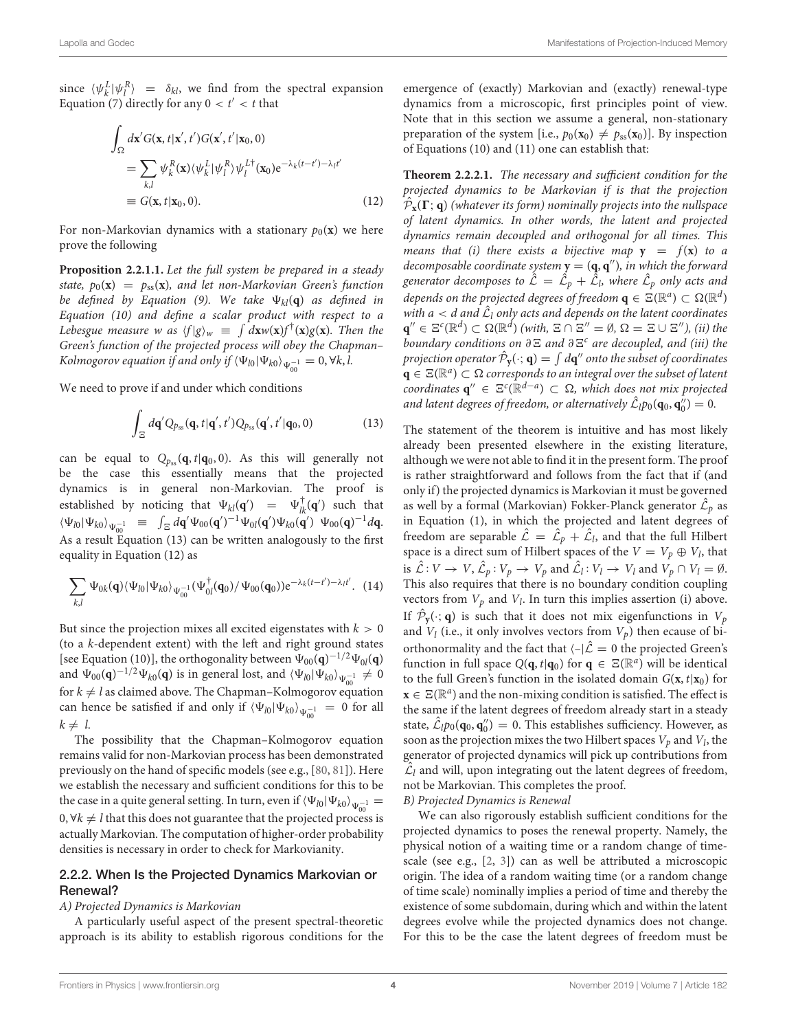since $\langle\psi_k^L|\psi_l^R\rangle = \delta_{kl}$, we find from the spectral expansion Equation (7) directly for any $0 < t' < t$ that

$$
\begin{aligned}
&\int_\Omega d\mathbf{x}' G(\mathbf{x}, t|\mathbf{x}', t') G(\mathbf{x}', t'|\mathbf{x}_0, 0) \\
&= \sum_{k,l} \psi_k^R(\mathbf{x}) \langle\psi_k^L|\psi_l^R\rangle \psi_l^{L\dagger}(\mathbf{x}_0) \mathrm{e}^{-\lambda_k(t-t')-\lambda_l t'} \\
&\equiv G(\mathbf{x}, t|\mathbf{x}_0, 0). \qquad (12)
\end{aligned}
$$

For non-Markovian dynamics with a stationary $p_0(\mathbf{x})$ we here prove the following

**Proposition 2.2.1.1.** *Let the full system be prepared in a steady state, $p_0(\mathbf{x}) = p_{\mathrm{ss}}(\mathbf{x})$, and let non-Markovian Green's function be defined by Equation (9). We take $\Psi_{kl}(\mathbf{q})$ as defined in Equation (10) and define a scalar product with respect to a Lebesgue measure w as $\langle f|g\rangle_w \equiv \int d\mathbf{x} w(\mathbf{x}) f^\dagger(\mathbf{x}) g(\mathbf{x})$. Then the Green's function of the projected process will obey the Chapman–Kolmogorov equation if and only if $\langle\Psi_{l0}|\Psi_{k0}\rangle_{\Psi_{00}^{-1}} = 0, \forall k, l$.*

We need to prove if and under which conditions

$$
\int_\Xi d\mathbf{q}' Q_{p_{\mathrm{ss}}}(\mathbf{q}, t|\mathbf{q}', t') Q_{p_{\mathrm{ss}}}(\mathbf{q}', t'|\mathbf{q}_0, 0) \qquad (13)
$$

can be equal to $Q_{p_{\mathrm{ss}}}(\mathbf{q}, t|\mathbf{q}_0, 0)$. As this will generally not be the case this essentially means that the projected dynamics is in general non-Markovian. The proof is established by noticing that $\Psi_{kl}(\mathbf{q}') = \Psi_{lk}^\dagger(\mathbf{q}')$ such that $\langle\Psi_{l0}|\Psi_{k0}\rangle_{\Psi_{00}^{-1}} \equiv \int_\Xi d\mathbf{q}' \Psi_{00}(\mathbf{q}')^{-1} \Psi_{0l}(\mathbf{q}') \Psi_{k0}(\mathbf{q}')\ \Psi_{00}(\mathbf{q})^{-1} d\mathbf{q}$. As a result Equation (13) can be written analogously to the first equality in Equation (12) as

$$
\sum_{k,l} \Psi_{0k}(\mathbf{q}) \langle\Psi_{l0}|\Psi_{k0}\rangle_{\Psi_{00}^{-1}} (\Psi_{0l}^\dagger(\mathbf{q}_0)/\Psi_{00}(\mathbf{q}_0)) \mathrm{e}^{-\lambda_k(t-t')-\lambda_l t'}. \quad (14)
$$

But since the projection mixes all excited eigenstates with $k > 0$ (to a $k$-dependent extent) with the left and right ground states [see Equation (10)], the orthogonality between $\Psi_{00}(\mathbf{q})^{-1/2}\Psi_{0l}(\mathbf{q})$ and $\Psi_{00}(\mathbf{q})^{-1/2}\Psi_{k0}(\mathbf{q})$ is in general lost, and $\langle\Psi_{l0}|\Psi_{k0}\rangle_{\Psi_{00}^{-1}} \neq 0$ for $k \neq l$ as claimed above. The Chapman–Kolmogorov equation can hence be satisfied if and only if $\langle\Psi_{l0}|\Psi_{k0}\rangle_{\Psi_{00}^{-1}} = 0$ for all $k \neq l$.

The possibility that the Chapman–Kolmogorov equation remains valid for non-Markovian process has been demonstrated previously on the hand of specific models (see e.g., [80, 81]). Here we establish the necessary and sufficient conditions for this to be the case in a quite general setting. In turn, even if $\langle\Psi_{l0}|\Psi_{k0}\rangle_{\Psi_{00}^{-1}} = 0, \forall k \neq l$ that this does not guarantee that the projected process is actually Markovian. The computation of higher-order probability densities is necessary in order to check for Markovianity.

### 2.2.2. When Is the Projected Dynamics Markovian or Renewal?

*A) Projected Dynamics is Markovian*

A particularly useful aspect of the present spectral-theoretic approach is its ability to establish rigorous conditions for the emergence of (exactly) Markovian and (exactly) renewal-type dynamics from a microscopic, first principles point of view. Note that in this section we assume a general, non-stationary preparation of the system [i.e., $p_0(\mathbf{x}_0) \neq p_{\mathrm{ss}}(\mathbf{x}_0)$]. By inspection of Equations (10) and (11) one can establish that:

**Theorem 2.2.2.1.** *The necessary and sufficient condition for the projected dynamics to be Markovian if is that the projection $\hat{\mathcal{P}}_\mathbf{x}(\boldsymbol{\Gamma}; \mathbf{q})$ (whatever its form) nominally projects into the nullspace of latent dynamics. In other words, the latent and projected dynamics remain decoupled and orthogonal for all times. This means that (i) there exists a bijective map $\mathbf{y} = f(\mathbf{x})$ to a decomposable coordinate system $\mathbf{y} = (\mathbf{q}, \mathbf{q}'')$, in which the forward generator decomposes to $\hat{\mathcal{L}} = \hat{\mathcal{L}}_p + \hat{\mathcal{L}}_l$, where $\hat{\mathcal{L}}_p$ only acts and depends on the projected degrees of freedom $\mathbf{q} \in \Xi(\mathbb{R}^a) \subset \Omega(\mathbb{R}^d)$ with $a < d$ and $\hat{\mathcal{L}}_l$ only acts and depends on the latent coordinates $\mathbf{q}'' \in \Xi^c(\mathbb{R}^d) \subset \Omega(\mathbb{R}^d)$ (with, $\Xi \cap \Xi'' = \emptyset$, $\Omega = \Xi \cup \Xi''$), (ii) the boundary conditions on $\partial\Xi$ and $\partial\Xi^c$ are decoupled, and (iii) the projection operator $\hat{\mathcal{P}}_\mathbf{y}(\cdot; \mathbf{q}) = \int d\mathbf{q}''$ onto the subset of coordinates $\mathbf{q} \in \Xi(\mathbb{R}^a) \subset \Omega$ corresponds to an integral over the subset of latent coordinates $\mathbf{q}'' \in \Xi^c(\mathbb{R}^{d-a}) \subset \Omega$, which does not mix projected and latent degrees of freedom, or alternatively $\hat{\mathcal{L}}_l p_0(\mathbf{q}_0, \mathbf{q}_0'') = 0$.*

The statement of the theorem is intuitive and has most likely already been presented elsewhere in the existing literature, although we were not able to find it in the present form. The proof is rather straightforward and follows from the fact that if (and only if) the projected dynamics is Markovian it must be governed as well by a formal (Markovian) Fokker-Planck generator $\hat{\mathcal{L}}_p$ as in Equation (1), in which the projected and latent degrees of freedom are separable $\hat{\mathcal{L}} = \hat{\mathcal{L}}_p + \hat{\mathcal{L}}_l$, and that the full Hilbert space is a direct sum of Hilbert spaces of the $V = V_p \oplus V_l$, that is $\hat{\mathcal{L}}: V \to V$, $\hat{\mathcal{L}}_p: V_p \to V_p$ and $\hat{\mathcal{L}}_l: V_l \to V_l$ and $V_p \cap V_l = \emptyset$. This also requires that there is no boundary condition coupling vectors from $V_p$ and $V_l$. In turn this implies assertion (i) above. If $\hat{\mathcal{P}}_\mathbf{y}(\cdot; \mathbf{q})$ is such that it does not mix eigenfunctions in $V_p$ and $V_l$ (i.e., it only involves vectors from $V_p$) then ecause of bi-orthonormality and the fact that $\langle -|\hat{\mathcal{L}} = 0$ the projected Green's function in full space $Q(\mathbf{q}, t|\mathbf{q}_0)$ for $\mathbf{q} \in \Xi(\mathbb{R}^a)$ will be identical to the full Green's function in the isolated domain $G(\mathbf{x}, t|\mathbf{x}_0)$ for $\mathbf{x} \in \Xi(\mathbb{R}^a)$ and the non-mixing condition is satisfied. The effect is the same if the latent degrees of freedom already start in a steady state, $\hat{\mathcal{L}}_l p_0(\mathbf{q}_0, \mathbf{q}_0'') = 0$. This establishes sufficiency. However, as soon as the projection mixes the two Hilbert spaces $V_p$ and $V_l$, the generator of projected dynamics will pick up contributions from $\hat{\mathcal{L}}_l$ and will, upon integrating out the latent degrees of freedom, not be Markovian. This completes the proof.

*B) Projected Dynamics is Renewal*

We can also rigorously establish sufficient conditions for the projected dynamics to poses the renewal property. Namely, the physical notion of a waiting time or a random change of time-scale (see e.g., [2, 3]) can as well be attributed a microscopic origin. The idea of a random waiting time (or a random change of time scale) nominally implies a period of time and thereby the existence of some subdomain, during which and within the latent degrees evolve while the projected dynamics does not change. For this to be the case the latent degrees of freedom must be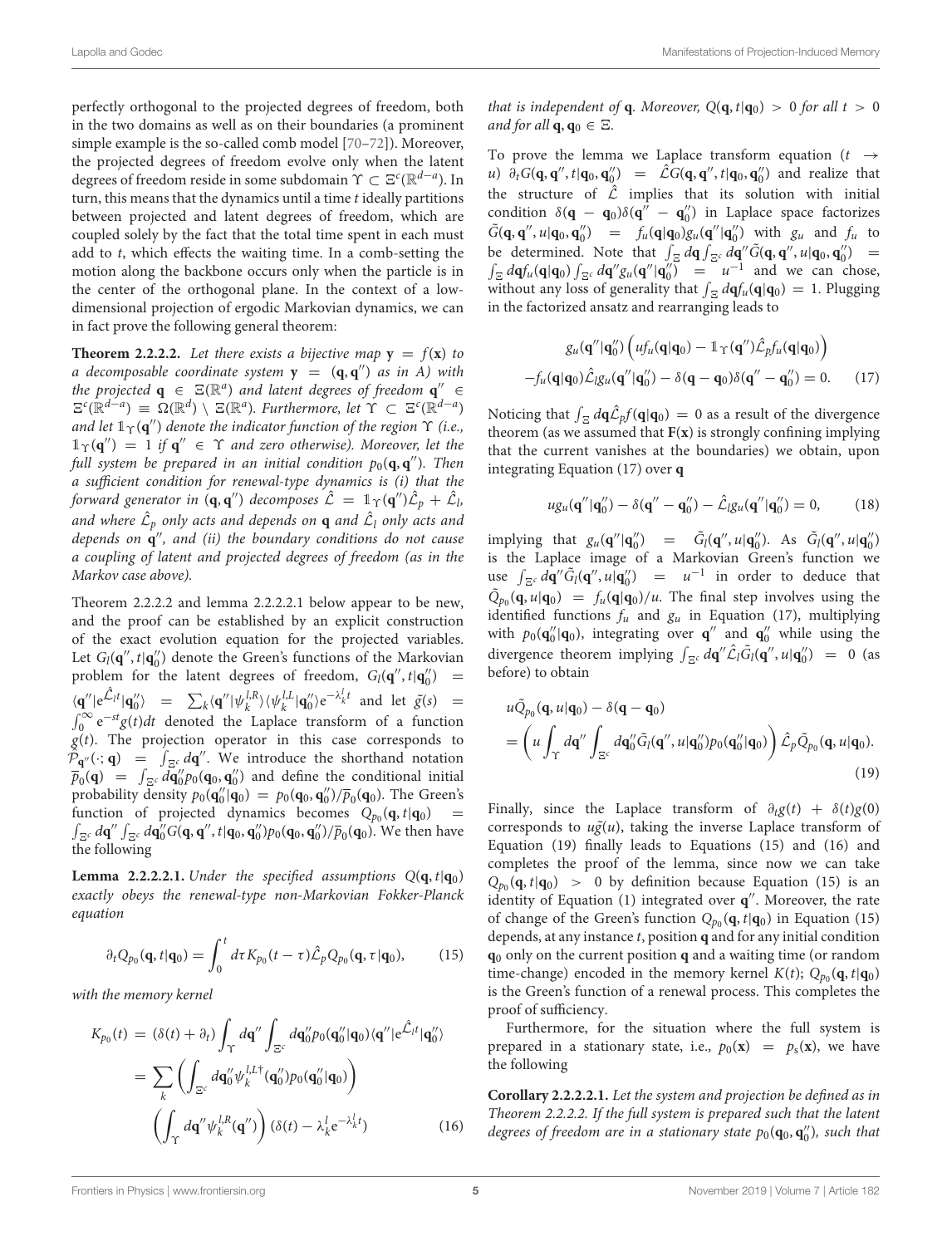perfectly orthogonal to the projected degrees of freedom, both in the two domains as well as on their boundaries (a prominent simple example is the so-called comb model [70–72]). Moreover, the projected degrees of freedom evolve only when the latent degrees of freedom reside in some subdomain $\Upsilon \subset \Xi^c(\mathbb{R}^{d-a})$. In turn, this means that the dynamics until a time $t$ ideally partitions between projected and latent degrees of freedom, which are coupled solely by the fact that the total time spent in each must add to $t$, which effects the waiting time. In a comb-setting the motion along the backbone occurs only when the particle is in the center of the orthogonal plane. In the context of a low-dimensional projection of ergodic Markovian dynamics, we can in fact prove the following general theorem:

**Theorem 2.2.2.2.** *Let there exist a bijective map $\mathbf{y} = f(\mathbf{x})$ to a decomposable coordinate system $\mathbf{y} = (\mathbf{q}, \mathbf{q}'')$ as in A) with the projected $\mathbf{q} \in \Xi(\mathbb{R}^a)$ and latent degrees of freedom $\mathbf{q}'' \in \Xi^c(\mathbb{R}^{d-a}) \equiv \Omega(\mathbb{R}^d) \setminus \Xi(\mathbb{R}^a)$. Furthermore, let $\Upsilon \subset \Xi^c(\mathbb{R}^{d-a})$ and let $\mathbb{1}_\Upsilon(\mathbf{q}'')$ denote the indicator function of the region $\Upsilon$ (i.e., $\mathbb{1}_\Upsilon(\mathbf{q}'') = 1$ if $\mathbf{q}'' \in \Upsilon$ and zero otherwise). Moreover, let the full system be prepared in an initial condition $p_0(\mathbf{q}, \mathbf{q}'')$. Then a sufficient condition for renewal-type dynamics is (i) that the forward generator in $(\mathbf{q}, \mathbf{q}'')$ decomposes $\hat{\mathcal{L}} = \mathbb{1}_\Upsilon(\mathbf{q}'')\hat{\mathcal{L}}_p + \hat{\mathcal{L}}_l$, and where $\hat{\mathcal{L}}_p$ only acts and depends on $\mathbf{q}$ and $\hat{\mathcal{L}}_l$ only acts and depends on $\mathbf{q}''$, and (ii) the boundary conditions do not cause a coupling of latent and projected degrees of freedom (as in the Markov case above).*

Theorem 2.2.2.2 and lemma 2.2.2.2.1 below appear to be new, and the proof can be established by an explicit construction of the exact evolution equation for the projected variables. Let $G_l(\mathbf{q}'', t|\mathbf{q}_0'')$ denote the Green's functions of the Markovian problem for the latent degrees of freedom, $G_l(\mathbf{q}'', t|\mathbf{q}_0'') = \langle \mathbf{q}''|\mathrm{e}^{\hat{\mathcal{L}}_l t}|\mathbf{q}_0''\rangle = \sum_k \langle \mathbf{q}''|\psi_k^{l,R}\rangle\langle\psi_k^{l,L}|\mathbf{q}_0''\rangle \mathrm{e}^{-\lambda_k^l t}$ and let $\tilde{g}(s) = \int_0^\infty \mathrm{e}^{-st} g(t)dt$ denoted the Laplace transform of a function $g(t)$. The projection operator in this case corresponds to $\mathcal{P}_{\mathbf{q}''}(\cdot; \mathbf{q}) = \int_{\Xi^c} d\mathbf{q}''$. We introduce the shorthand notation $\overline{p}_0(\mathbf{q}) = \int_{\Xi^c} d\mathbf{q}_0'' p_0(\mathbf{q}_0, \mathbf{q}_0'')$ and define the conditional initial probability density $p_0(\mathbf{q}_0''|\mathbf{q}_0) = p_0(\mathbf{q}_0, \mathbf{q}_0'')/\overline{p}_0(\mathbf{q}_0)$. The Green's function of projected dynamics becomes $Q_{p_0}(\mathbf{q}, t|\mathbf{q}_0) = \int_{\Xi^c} d\mathbf{q}'' \int_{\Xi^c} d\mathbf{q}_0'' G(\mathbf{q}, \mathbf{q}'', t|\mathbf{q}_0, \mathbf{q}_0'') p_0(\mathbf{q}_0, \mathbf{q}_0'')/\overline{p}_0(\mathbf{q}_0)$. We then have the following

**Lemma 2.2.2.2.1.** *Under the specified assumptions $Q(\mathbf{q}, t|\mathbf{q}_0)$ exactly obeys the renewal-type non-Markovian Fokker-Planck equation*

$$\partial_t Q_{p_0}(\mathbf{q}, t|\mathbf{q}_0) = \int_0^t d\tau K_{p_0}(t-\tau)\hat{\mathcal{L}}_p Q_{p_0}(\mathbf{q}, \tau|\mathbf{q}_0), \tag{15}$$

*with the memory kernel*

$$\begin{aligned} K_{p_0}(t) &= (\delta(t) + \partial_t)\int_\Upsilon d\mathbf{q}'' \int_{\Xi^c} d\mathbf{q}_0'' p_0(\mathbf{q}_0''|\mathbf{q}_0)\langle \mathbf{q}''|\mathrm{e}^{\hat{\mathcal{L}}_l t}|\mathbf{q}_0''\rangle \\ &= \sum_k \left(\int_{\Xi^c} d\mathbf{q}_0'' \psi_k^{l,L\dagger}(\mathbf{q}_0'') p_0(\mathbf{q}_0''|\mathbf{q}_0)\right) \\ &\quad \left(\int_\Upsilon d\mathbf{q}'' \psi_k^{l,R}(\mathbf{q}'')\right)(\delta(t) - \lambda_k^l \mathrm{e}^{-\lambda_k^l t}) \end{aligned} \tag{16}$$

*that is independent of $\mathbf{q}$. Moreover, $Q(\mathbf{q}, t|\mathbf{q}_0) > 0$ for all $t > 0$ and for all $\mathbf{q}, \mathbf{q}_0 \in \Xi$.*

To prove the lemma we Laplace transform equation ($t \to u$) $\partial_t G(\mathbf{q}, \mathbf{q}'', t|\mathbf{q}_0, \mathbf{q}_0'') = \hat{\mathcal{L}} G(\mathbf{q}, \mathbf{q}'', t|\mathbf{q}_0, \mathbf{q}_0'')$ and realize that the structure of $\hat{\mathcal{L}}$ implies that its solution with initial condition $\delta(\mathbf{q} - \mathbf{q}_0)\delta(\mathbf{q}'' - \mathbf{q}_0'')$ in Laplace space factorizes $\tilde{G}(\mathbf{q}, \mathbf{q}'', u|\mathbf{q}_0, \mathbf{q}_0'') = f_u(\mathbf{q}|\mathbf{q}_0) g_u(\mathbf{q}''|\mathbf{q}_0'')$ with $g_u$ and $f_u$ to be determined. Note that $\int_\Xi d\mathbf{q} \int_{\Xi^c} d\mathbf{q}'' \tilde{G}(\mathbf{q}, \mathbf{q}'', u|\mathbf{q}_0, \mathbf{q}_0'') = \int_\Xi d\mathbf{q} f_u(\mathbf{q}|\mathbf{q}_0) \int_{\Xi^c} d\mathbf{q}'' g_u(\mathbf{q}''|\mathbf{q}_0'') = u^{-1}$ and we can chose, without any loss of generality that $\int_\Xi d\mathbf{q} f_u(\mathbf{q}|\mathbf{q}_0) = 1$. Plugging in the factorized ansatz and rearranging leads to

$$\begin{aligned} &g_u(\mathbf{q}''|\mathbf{q}_0'')\left(u f_u(\mathbf{q}|\mathbf{q}_0) - \mathbb{1}_\Upsilon(\mathbf{q}'')\hat{\mathcal{L}}_p f_u(\mathbf{q}|\mathbf{q}_0)\right) \\ &- f_u(\mathbf{q}|\mathbf{q}_0)\hat{\mathcal{L}}_l g_u(\mathbf{q}''|\mathbf{q}_0'') - \delta(\mathbf{q} - \mathbf{q}_0)\delta(\mathbf{q}'' - \mathbf{q}_0'') = 0. \end{aligned} \tag{17}$$

Noticing that $\int_\Xi d\mathbf{q} \hat{\mathcal{L}}_p f(\mathbf{q}|\mathbf{q}_0) = 0$ as a result of the divergence theorem (as we assumed that $\mathbf{F}(\mathbf{x})$ is strongly confining implying that the current vanishes at the boundaries) we obtain, upon integrating Equation (17) over $\mathbf{q}$

$$u g_u(\mathbf{q}''|\mathbf{q}_0'') - \delta(\mathbf{q}'' - \mathbf{q}_0'') - \hat{\mathcal{L}}_l g_u(\mathbf{q}''|\mathbf{q}_0'') = 0, \tag{18}$$

implying that $g_u(\mathbf{q}''|\mathbf{q}_0'') = \tilde{G}_l(\mathbf{q}'', u|\mathbf{q}_0'')$. As $\tilde{G}_l(\mathbf{q}'', u|\mathbf{q}_0'')$ is the Laplace image of a Markovian Green's function we use $\int_{\Xi^c} d\mathbf{q}'' \tilde{G}_l(\mathbf{q}'', u|\mathbf{q}_0'') = u^{-1}$ in order to deduce that $\tilde{Q}_{p_0}(\mathbf{q}, u|\mathbf{q}_0) = f_u(\mathbf{q}|\mathbf{q}_0)/u$. The final step involves using the identified functions $f_u$ and $g_u$ in Equation (17), multiplying with $p_0(\mathbf{q}_0''|\mathbf{q}_0)$, integrating over $\mathbf{q}''$ and $\mathbf{q}_0''$ while using the divergence theorem implying $\int_{\Xi^c} d\mathbf{q}'' \hat{\mathcal{L}}_l \tilde{G}_l(\mathbf{q}'', u|\mathbf{q}_0'') = 0$ (as before) to obtain

$$\begin{aligned} &u\tilde{Q}_{p_0}(\mathbf{q}, u|\mathbf{q}_0) - \delta(\mathbf{q} - \mathbf{q}_0) \\ &= \left(u \int_\Upsilon d\mathbf{q}'' \int_{\Xi^c} d\mathbf{q}_0'' \tilde{G}_l(\mathbf{q}'', u|\mathbf{q}_0'') p_0(\mathbf{q}_0''|\mathbf{q}_0)\right)\hat{\mathcal{L}}_p \tilde{Q}_{p_0}(\mathbf{q}, u|\mathbf{q}_0). \end{aligned} \tag{19}$$

Finally, since the Laplace transform of $\partial_t g(t) + \delta(t) g(0)$ corresponds to $u\tilde{g}(u)$, taking the inverse Laplace transform of Equation (19) finally leads to Equations (15) and (16) and completes the proof of the lemma, since now we can take $Q_{p_0}(\mathbf{q}, t|\mathbf{q}_0) > 0$ by definition because Equation (15) is an identity of Equation (1) integrated over $\mathbf{q}''$. Moreover, the rate of change of the Green's function $Q_{p_0}(\mathbf{q}, t|\mathbf{q}_0)$ in Equation (15) depends, at any instance $t$, position $\mathbf{q}$ and for any initial condition $\mathbf{q}_0$ only on the current position $\mathbf{q}$ and a waiting time (or random time-change) encoded in the memory kernel $K(t)$; $Q_{p_0}(\mathbf{q}, t|\mathbf{q}_0)$ is the Green's function of a renewal process. This completes the proof of sufficiency.

Furthermore, for the situation where the full system is prepared in a stationary state, i.e., $p_0(\mathbf{x}) = p_s(\mathbf{x})$, we have the following

**Corollary 2.2.2.2.1.** *Let the system and projection be defined as in Theorem 2.2.2.2. If the full system is prepared such that the latent degrees of freedom are in a stationary state $p_0(\mathbf{q}_0, \mathbf{q}_0'')$, such that*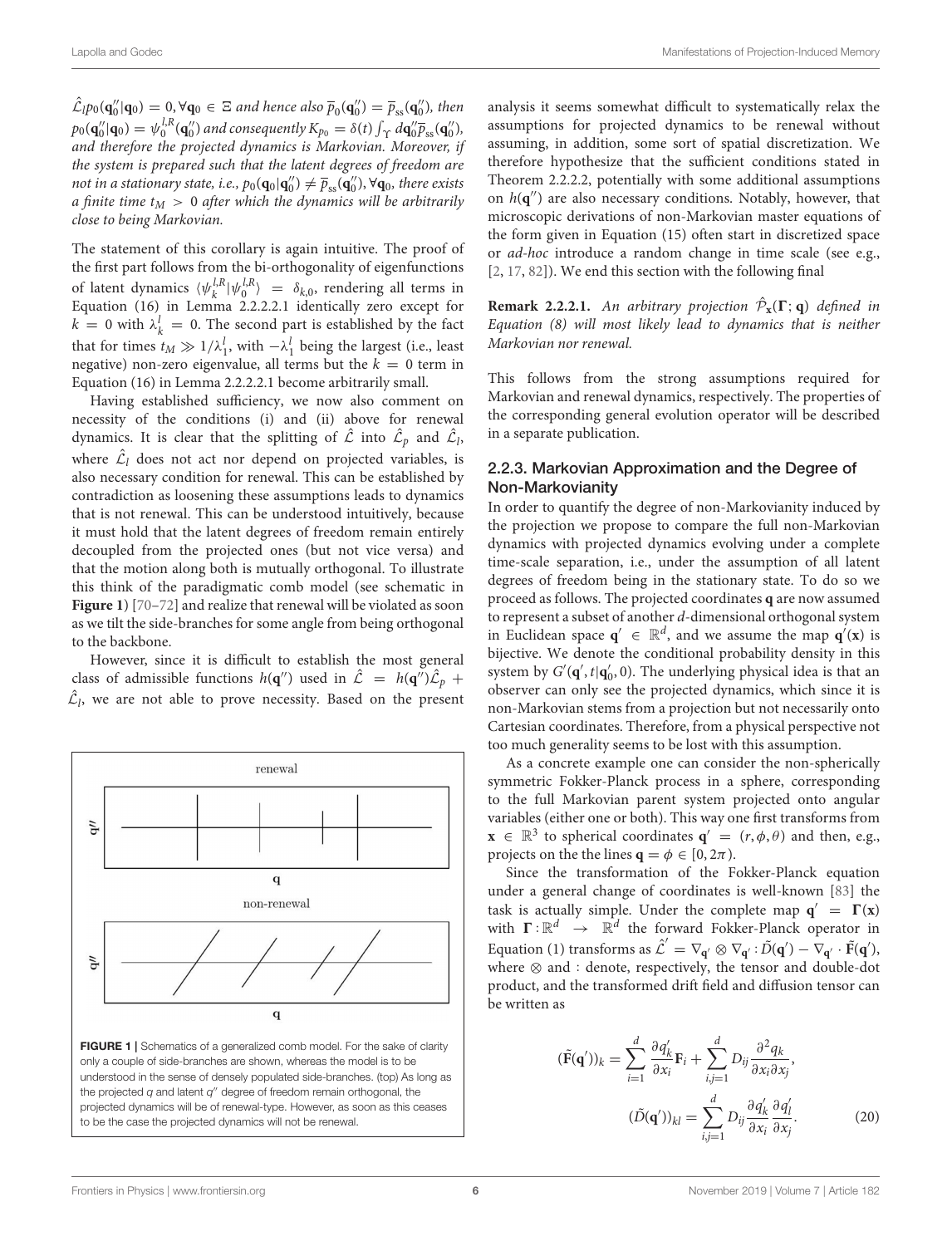*$\hat{\mathcal{L}}_l p_0(\mathbf{q}_0''|\mathbf{q}_0) = 0, \forall \mathbf{q}_0 \in \Xi$ and hence also $\overline{p}_0(\mathbf{q}_0'') = \overline{p}_{\rm ss}(\mathbf{q}_0'')$, then $p_0(\mathbf{q}_0''|\mathbf{q}_0) = \psi_0^{l,R}(\mathbf{q}_0'')$ and consequently $K_{p_0} = \delta(t)\int_\Upsilon d\mathbf{q}_0''\overline{p}_{\rm ss}(\mathbf{q}_0'')$, and therefore the projected dynamics is Markovian. Moreover, if the system is prepared such that the latent degrees of freedom are not in a stationary state, i.e., $p_0(\mathbf{q}_0|\mathbf{q}_0'') \neq \overline{p}_{\rm ss}(\mathbf{q}_0''), \forall \mathbf{q}_0$, there exists a finite time $t_M > 0$ after which the dynamics will be arbitrarily close to being Markovian.*

The statement of this corollary is again intuitive. The proof of the first part follows from the bi-orthogonality of eigenfunctions of latent dynamics $\langle \psi_k^{l,R}|\psi_0^{l,R}\rangle = \delta_{k,0}$, rendering all terms in Equation (16) in Lemma 2.2.2.2.1 identically zero except for $k = 0$ with $\lambda_k^l = 0$. The second part is established by the fact that for times $t_M \gg 1/\lambda_1^l$, with $-\lambda_1^l$ being the largest (i.e., least negative) non-zero eigenvalue, all terms but the $k = 0$ term in Equation (16) in Lemma 2.2.2.2.1 become arbitrarily small.

Having established sufficiency, we now also comment on necessity of the conditions (i) and (ii) above for renewal dynamics. It is clear that the splitting of $\hat{\mathcal{L}}$ into $\hat{\mathcal{L}}_p$ and $\hat{\mathcal{L}}_l$, where $\hat{\mathcal{L}}_l$ does not act nor depend on projected variables, is also necessary condition for renewal. This can be established by contradiction as loosening these assumptions leads to dynamics that is not renewal. This can be understood intuitively, because it must hold that the latent degrees of freedom remain entirely decoupled from the projected ones (but not vice versa) and that the motion along both is mutually orthogonal. To illustrate this think of the paradigmatic comb model (see schematic in **Figure 1**) [70–72] and realize that renewal will be violated as soon as we tilt the side-branches for some angle from being orthogonal to the backbone.

However, since it is difficult to establish the most general class of admissible functions $h(\mathbf{q}'')$ used in $\hat{\mathcal{L}} = h(\mathbf{q}'')\hat{\mathcal{L}}_p + \hat{\mathcal{L}}_l$, we are not able to prove necessity. Based on the present analysis it seems somewhat difficult to systematically relax the assumptions for projected dynamics to be renewal without assuming, in addition, some sort of spatial discretization. We therefore hypothesize that the sufficient conditions stated in Theorem 2.2.2.2, potentially with some additional assumptions on $h(\mathbf{q}'')$ are also necessary conditions. Notably, however, that microscopic derivations of non-Markovian master equations of the form given in Equation (15) often start in discretized space or *ad-hoc* introduce a random change in time scale (see e.g., [2, 17, 82]). We end this section with the following final

**FIGURE 1** | Schematics of a generalized comb model. For the sake of clarity only a couple of side-branches are shown, whereas the model is to be understood in the sense of densely populated side-branches. (top) As long as the projected $q$ and latent $q''$ degree of freedom remain orthogonal, the projected dynamics will be of renewal-type. However, as soon as this ceases to be the case the projected dynamics will not be renewal.

**Remark 2.2.2.1.** *An arbitrary projection $\hat{\mathcal{P}}_{\mathbf{x}}(\mathbf{\Gamma}; \mathbf{q})$ defined in Equation (8) will most likely lead to dynamics that is neither Markovian nor renewal.*

This follows from the strong assumptions required for Markovian and renewal dynamics, respectively. The properties of the corresponding general evolution operator will be described in a separate publication.

### 2.2.3. Markovian Approximation and the Degree of Non-Markovianity

In order to quantify the degree of non-Markovianity induced by the projection we propose to compare the full non-Markovian dynamics with projected dynamics evolving under a complete time-scale separation, i.e., under the assumption of all latent degrees of freedom being in the stationary state. To do so we proceed as follows. The projected coordinates $\mathbf{q}$ are now assumed to represent a subset of another $d$-dimensional orthogonal system in Euclidean space $\mathbf{q}' \in \mathbb{R}^d$, and we assume the map $\mathbf{q}'(\mathbf{x})$ is bijective. We denote the conditional probability density in this system by $G'(\mathbf{q}', t|\mathbf{q}_0', 0)$. The underlying physical idea is that an observer can only see the projected dynamics, which since it is non-Markovian stems from a projection but not necessarily onto Cartesian coordinates. Therefore, from a physical perspective not too much generality seems to be lost with this assumption.

As a concrete example one can consider the non-spherically symmetric Fokker-Planck process in a sphere, corresponding to the full Markovian parent system projected onto angular variables (either one or both). This way one first transforms from $\mathbf{x} \in \mathbb{R}^3$ to spherical coordinates $\mathbf{q}' = (r, \phi, \theta)$ and then, e.g., projects on the the lines $\mathbf{q} = \phi \in [0, 2\pi)$.

Since the transformation of the Fokker-Planck equation under a general change of coordinates is well-known [83] the task is actually simple. Under the complete map $\mathbf{q}' = \mathbf{\Gamma}(\mathbf{x})$ with $\mathbf{\Gamma}: \mathbb{R}^d \to \mathbb{R}^d$ the forward Fokker-Planck operator in Equation (1) transforms as $\hat{\mathcal{L}}' = \nabla_{\mathbf{q}'} \otimes \nabla_{\mathbf{q}'} : \tilde{D}(\mathbf{q}') - \nabla_{\mathbf{q}'} \cdot \tilde{\mathbf{F}}(\mathbf{q}')$, where $\otimes$ and $:$ denote, respectively, the tensor and double-dot product, and the transformed drift field and diffusion tensor can be written as

$$
(\tilde{\mathbf{F}}(\mathbf{q}'))_k = \sum_{i=1}^{d} \frac{\partial q_k'}{\partial x_i}\mathbf{F}_i + \sum_{i,j=1}^{d} D_{ij}\frac{\partial^2 q_k}{\partial x_i \partial x_j},
$$

$$
(\tilde{D}(\mathbf{q}'))_{kl} = \sum_{i,j=1}^{d} D_{ij}\frac{\partial q_k'}{\partial x_i}\frac{\partial q_l'}{\partial x_j}. \tag{20}
$$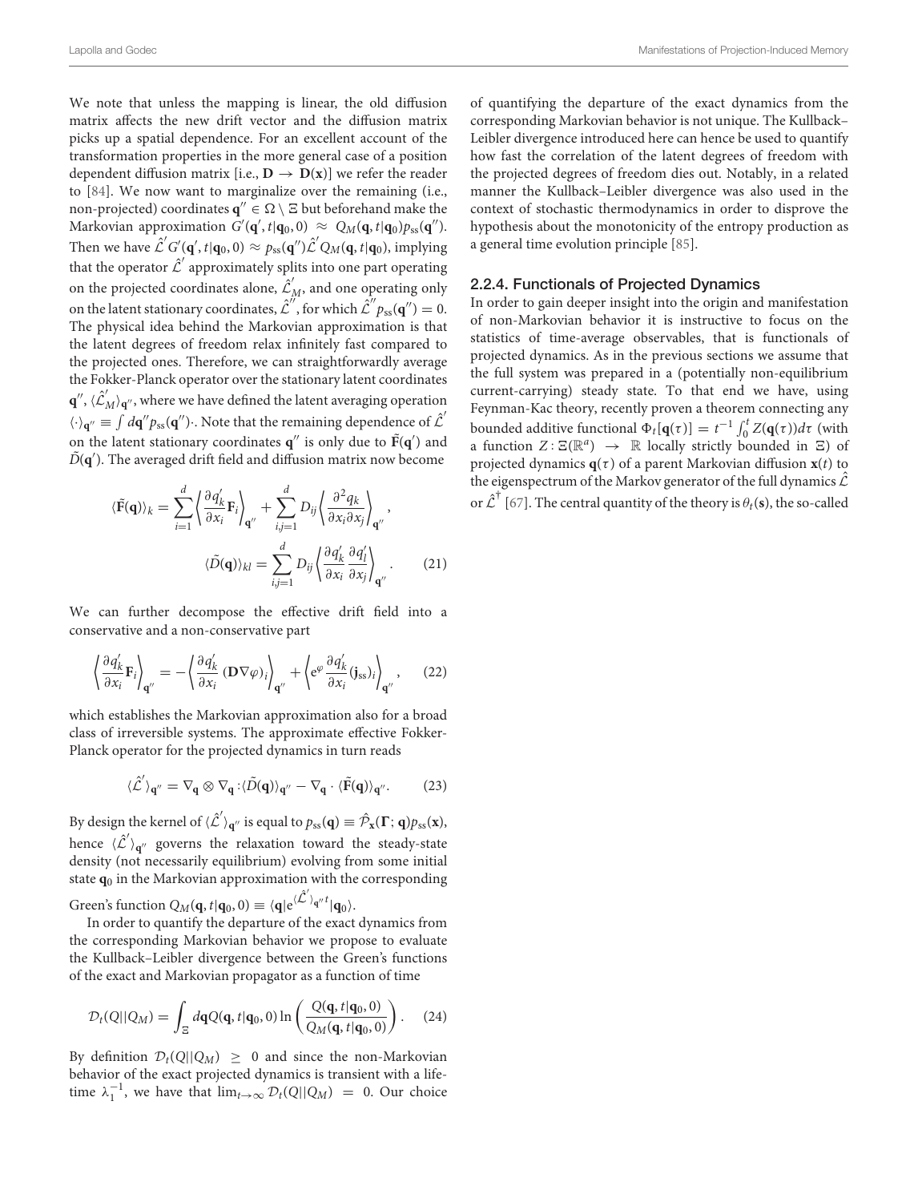We note that unless the mapping is linear, the old diffusion matrix affects the new drift vector and the diffusion matrix picks up a spatial dependence. For an excellent account of the transformation properties in the more general case of a position dependent diffusion matrix [i.e., $\mathbf{D} \to \mathbf{D}(\mathbf{x})$] we refer the reader to [84]. We now want to marginalize over the remaining (i.e., non-projected) coordinates $\mathbf{q}'' \in \Omega \setminus \Xi$ but beforehand make the Markovian approximation $G'(\mathbf{q}', t|\mathbf{q}_0, 0) \approx Q_M(\mathbf{q}, t|\mathbf{q}_0)p_{\rm ss}(\mathbf{q}'')$. Then we have $\hat{\mathcal{L}}' G'(\mathbf{q}', t|\mathbf{q}_0, 0) \approx p_{\rm ss}(\mathbf{q}'')\hat{\mathcal{L}}' Q_M(\mathbf{q}, t|\mathbf{q}_0)$, implying that the operator $\hat{\mathcal{L}}'$ approximately splits into one part operating on the projected coordinates alone, $\hat{\mathcal{L}}'_M$, and one operating only on the latent stationary coordinates, $\hat{\mathcal{L}}''$, for which $\hat{\mathcal{L}}'' p_{\rm ss}(\mathbf{q}'') = 0$. The physical idea behind the Markovian approximation is that the latent degrees of freedom relax infinitely fast compared to the projected ones. Therefore, we can straightforwardly average the Fokker-Planck operator over the stationary latent coordinates $\mathbf{q}''$, $\langle \hat{\mathcal{L}}'_M \rangle_{\mathbf{q}''}$, where we have defined the latent averaging operation $\langle \cdot \rangle_{\mathbf{q}''} \equiv \int d\mathbf{q}'' p_{\rm ss}(\mathbf{q}'')\cdot$. Note that the remaining dependence of $\hat{\mathcal{L}}'$ on the latent stationary coordinates $\mathbf{q}''$ is only due to $\tilde{\mathbf{F}}(\mathbf{q}')$ and $\tilde{D}(\mathbf{q}')$. The averaged drift field and diffusion matrix now become

$$\langle \tilde{\mathbf{F}}(\mathbf{q}) \rangle_k = \sum_{i=1}^{d} \left\langle \frac{\partial q_k'}{\partial x_i} \mathbf{F}_i \right\rangle_{\mathbf{q}''} + \sum_{i,j=1}^{d} D_{ij} \left\langle \frac{\partial^2 q_k}{\partial x_i \partial x_j} \right\rangle_{\mathbf{q}''},$$

$$\langle \tilde{D}(\mathbf{q}) \rangle_{kl} = \sum_{i,j=1}^{d} D_{ij} \left\langle \frac{\partial q_k'}{\partial x_i} \frac{\partial q_l'}{\partial x_j} \right\rangle_{\mathbf{q}''}. \tag{21}$$

We can further decompose the effective drift field into a conservative and a non-conservative part

$$\left\langle \frac{\partial q_k'}{\partial x_i} \mathbf{F}_i \right\rangle_{\mathbf{q}''} = -\left\langle \frac{\partial q_k'}{\partial x_i} (\mathbf{D}\nabla\varphi)_i \right\rangle_{\mathbf{q}''} + \left\langle e^{\varphi} \frac{\partial q_k'}{\partial x_i} (\mathbf{j}_{\rm ss})_i \right\rangle_{\mathbf{q}''}, \tag{22}$$

which establishes the Markovian approximation also for a broad class of irreversible systems. The approximate effective Fokker-Planck operator for the projected dynamics in turn reads

$$\langle \hat{\mathcal{L}}' \rangle_{\mathbf{q}''} = \nabla_{\mathbf{q}} \otimes \nabla_{\mathbf{q}} : \langle \tilde{D}(\mathbf{q}) \rangle_{\mathbf{q}''} - \nabla_{\mathbf{q}} \cdot \langle \tilde{\mathbf{F}}(\mathbf{q}) \rangle_{\mathbf{q}''}. \tag{23}$$

By design the kernel of $\langle \hat{\mathcal{L}}' \rangle_{\mathbf{q}''}$ is equal to $p_{\rm ss}(\mathbf{q}) \equiv \hat{\mathcal{P}}_{\mathbf{x}}(\mathbf{\Gamma}; \mathbf{q})p_{\rm ss}(\mathbf{x})$, hence $\langle \hat{\mathcal{L}}' \rangle_{\mathbf{q}''}$ governs the relaxation toward the steady-state density (not necessarily equilibrium) evolving from some initial state $\mathbf{q}_0$ in the Markovian approximation with the corresponding Green's function $Q_M(\mathbf{q}, t|\mathbf{q}_0, 0) \equiv \langle \mathbf{q} | e^{\langle \hat{\mathcal{L}}' \rangle_{\mathbf{q}''} t} | \mathbf{q}_0 \rangle$.

In order to quantify the departure of the exact dynamics from the corresponding Markovian behavior we propose to evaluate the Kullback–Leibler divergence between the Green's functions of the exact and Markovian propagator as a function of time

$$\mathcal{D}_t(Q||Q_M) = \int_{\Xi} d\mathbf{q} Q(\mathbf{q}, t|\mathbf{q}_0, 0) \ln\left( \frac{Q(\mathbf{q}, t|\mathbf{q}_0, 0)}{Q_M(\mathbf{q}, t|\mathbf{q}_0, 0)} \right). \tag{24}$$

By definition $\mathcal{D}_t(Q||Q_M) \geq 0$ and since the non-Markovian behavior of the exact projected dynamics is transient with a lifetime $\lambda_1^{-1}$, we have that $\lim_{t\to\infty} \mathcal{D}_t(Q||Q_M) = 0$. Our choice of quantifying the departure of the exact dynamics from the corresponding Markovian behavior is not unique. The Kullback–Leibler divergence introduced here can hence be used to quantify how fast the correlation of the latent degrees of freedom with the projected degrees of freedom dies out. Notably, in a related manner the Kullback–Leibler divergence was also used in the context of stochastic thermodynamics in order to disprove the hypothesis about the monotonicity of the entropy production as a general time evolution principle [85].

### 2.2.4. Functionals of Projected Dynamics

In order to gain deeper insight into the origin and manifestation of non-Markovian behavior it is instructive to focus on the statistics of time-average observables, that is functionals of projected dynamics. As in the previous sections we assume that the full system was prepared in a (potentially non-equilibrium current-carrying) steady state. To that end we have, using Feynman-Kac theory, recently proven a theorem connecting any bounded additive functional $\Phi_t[\mathbf{q}(\tau)] = t^{-1}\int_0^t Z(\mathbf{q}(\tau))d\tau$ (with a function $Z : \Xi(\mathbb{R}^a) \to \mathbb{R}$ locally strictly bounded in $\Xi$) of projected dynamics $\mathbf{q}(\tau)$ of a parent Markovian diffusion $\mathbf{x}(t)$ to the eigenspectrum of the Markov generator of the full dynamics $\hat{\mathcal{L}}$ or $\hat{\mathcal{L}}^\dagger$ [67]. The central quantity of the theory is $\theta_t(\mathbf{s})$, the so-called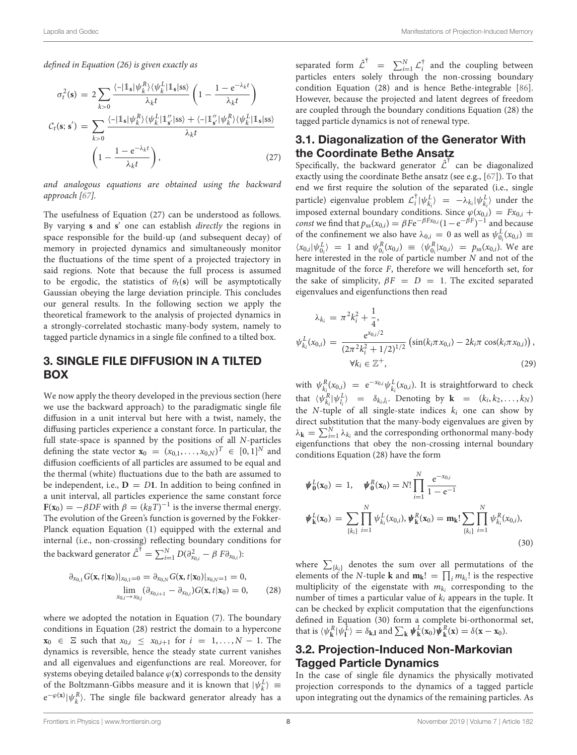*defined in Equation (26) is given exactly as*

$$
\begin{aligned}
\sigma_t^2(\mathbf{s}) &= 2\sum_{k>0}\frac{\langle -|\mathbb{1}_\mathbf{s}|\psi_k^R\rangle\langle\psi_k^L|\mathbb{1}_\mathbf{s}|\mathrm{ss}\rangle}{\lambda_k t}\left(1-\frac{1-\mathrm{e}^{-\lambda_k t}}{\lambda_k t}\right)\\
\mathcal{C}_t(\mathbf{s};\mathbf{s}') &= \sum_{k>0}\frac{\langle -|\mathbb{1}_\mathbf{s}|\psi_k^R\rangle\langle\psi_k^L|\mathbb{1}''_{\mathbf{s}'}|\mathrm{ss}\rangle+\langle -|\mathbb{1}''_{\mathbf{s}'}|\psi_k^R\rangle\langle\psi_k^L|\mathbb{1}_\mathbf{s}|\mathrm{ss}\rangle}{\lambda_k t}\\
&\quad\left(1-\frac{1-\mathrm{e}^{-\lambda_k t}}{\lambda_k t}\right),
\end{aligned}
\tag{27}
$$

*and analogous equations are obtained using the backward approach [67].*

The usefulness of Equation (27) can be understood as follows. By varying $\mathbf{s}$ and $\mathbf{s}'$ one can establish *directly* the regions in space responsible for the build-up (and subsequent decay) of memory in projected dynamics and simultaneously monitor the fluctuations of the time spent of a projected trajectory in said regions. Note that because the full process is assumed to be ergodic, the statistics of $\theta_t(\mathbf{s})$ will be asymptotically Gaussian obeying the large deviation principle. This concludes our general results. In the following section we apply the theoretical framework to the analysis of projected dynamics in a strongly-correlated stochastic many-body system, namely to tagged particle dynamics in a single file confined to a tilted box.

## 3. SINGLE FILE DIFFUSION IN A TILTED BOX

We now apply the theory developed in the previous section (here we use the backward approach) to the paradigmatic single file diffusion in a unit interval but here with a twist, namely, the diffusing particles experience a constant force. In particular, the full state-space is spanned by the positions of all $N$-particles defining the state vector $\mathbf{x}_0 = (x_{0,1},\ldots,x_{0,N})^T \in [0,1]^N$ and diffusion coefficients of all particles are assumed to be equal and the thermal (white) fluctuations due to the bath are assumed to be independent, i.e., $\mathbf{D} = D\mathbf{1}$. In addition to being confined in a unit interval, all particles experience the same constant force $\mathbf{F}(\mathbf{x}_0) = -\beta DF$ with $\beta = (k_BT)^{-1}$ is the inverse thermal energy. The evolution of the Green's function is governed by the Fokker-Planck equation Equation (1) equipped with the external and internal (i.e., non-crossing) reflecting boundary conditions for the backward generator $\hat{\mathcal{L}}^\dagger = \sum_{i=1}^N D(\partial^2_{x_{0,i}} - \beta F\partial_{x_{0,i}})$:

$$
\begin{aligned}
\partial_{x_{0,1}}G(\mathbf{x},t|\mathbf{x}_0)|_{x_{0,1}=0} &= \partial_{x_{0,N}}G(\mathbf{x},t|\mathbf{x}_0)|_{x_{0,N}=1} = 0,\\
\lim_{x_{0,i}\to x_{0,j}}(\partial_{x_{0,i+1}}&-\partial_{x_{0,i}})G(\mathbf{x},t|\mathbf{x}_0) = 0,
\end{aligned}
\tag{28}
$$

where we adopted the notation in Equation (7). The boundary conditions in Equation (28) restrict the domain to a hypercone $\mathbf{x}_0 \in \Xi$ such that $x_{0,i} \le x_{0,i+1}$ for $i = 1,\ldots,N-1$. The dynamics is reversible, hence the steady state current vanishes and all eigenvalues and eigenfunctions are real. Moreover, for systems obeying detailed balance $\varphi(\mathbf{x})$ corresponds to the density of the Boltzmann-Gibbs measure and it is known that $|\psi_k^L\rangle \equiv \mathrm{e}^{-\varphi(\mathbf{x})}|\psi_k^R\rangle$. The single file backward generator already has a separated form $\hat{\mathcal{L}}^\dagger = \sum_{i=1}^N \mathcal{L}_i^\dagger$ and the coupling between particles enters solely through the non-crossing boundary condition Equation (28) and is hence Bethe-integrable [86]. However, because the projected and latent degrees of freedom are coupled through the boundary conditions Equation (28) the tagged particle dynamics is not of renewal type.

### 3.1. Diagonalization of the Generator With the Coordinate Bethe Ansatz

Specifically, the backward generator $\hat{\mathcal{L}}^\dagger$ can be diagonalized exactly using the coordinate Bethe ansatz (see e.g., [67]). To that end we first require the solution of the separated (i.e., single particle) eigenvalue problem $\mathcal{L}_i^\dagger|\psi_{k_i}^L\rangle = -\lambda_{k_i}|\psi_{k_i}^L\rangle$ under the imposed external boundary conditions. Since $\varphi(x_{0,i}) = Fx_{0,i} + const$ we find that $p_{\mathrm{ss}}(x_{0,i}) = \beta F\mathrm{e}^{-\beta Fx_{0,i}}(1-\mathrm{e}^{-\beta F})^{-1}$ and because of the confinement we also have $\lambda_{0,i} = 0$ as well as $\psi_{0_i}^L(x_{0,i}) \equiv \langle x_{0,i}|\psi_{0_i}^L\rangle = 1$ and $\psi_{0_i}^R(x_{0,i}) \equiv \langle\psi_{0_i}^R|x_{0,i}\rangle = p_{\mathrm{ss}}(x_{0,i})$. We are here interested in the role of particle number $N$ and not of the magnitude of the force $F$, therefore we will henceforth set, for the sake of simplicity, $\beta F = D = 1$. The excited separated eigenvalues and eigenfunctions then read

$$
\begin{aligned}
\lambda_{k_i} &= \pi^2k_i^2 + \frac{1}{4},\\
\psi_{k_i}^L(x_{0,i}) &= \frac{\mathrm{e}^{x_{0,i}/2}}{(2\pi^2k_i^2+1/2)^{1/2}}\left(\sin(k_i\pi x_{0,i}) - 2k_i\pi\cos(k_i\pi x_{0,i})\right),\\
&\quad\forall k_i \in \mathbb{Z}^+,
\end{aligned}
\tag{29}
$$

with $\psi_{k_i}^R(x_{0,i}) = \mathrm{e}^{-x_{0,i}}\psi_{k_i}^L(x_{0,i})$. It is straightforward to check that $\langle\psi_{k_i}^R|\psi_{l_i}^L\rangle = \delta_{k_i,l_i}$. Denoting by $\mathbf{k} = (k_i,k_2,\ldots,k_N)$ the $N$-tuple of all single-state indices $k_i$ one can show by direct substitution that the many-body eigenvalues are given by $\lambda_\mathbf{k} = \sum_{i=1}^N\lambda_{k_i}$ and the corresponding orthonormal many-body eigenfunctions that obey the non-crossing internal boundary conditions Equation (28) have the form

$$
\begin{aligned}
\boldsymbol{\psi}_\mathbf{0}^L(\mathbf{x}_0) &= 1, \quad \boldsymbol{\psi}_\mathbf{0}^R(\mathbf{x}_0) = N!\prod_{i=1}^N\frac{\mathrm{e}^{-x_{0,i}}}{1-\mathrm{e}^{-1}}\\
\boldsymbol{\psi}_\mathbf{k}^L(\mathbf{x}_0) &= \sum_{\{k_i\}}\prod_{i=1}^N\psi_{k_i}^L(x_{0,i}), \boldsymbol{\psi}_\mathbf{k}^R(\mathbf{x}_0) = \mathbf{m}_\mathbf{k}!\sum_{\{k_i\}}\prod_{i=1}^N\psi_{k_i}^R(x_{0,i}),
\end{aligned}
\tag{30}
$$

where $\sum_{\{k_i\}}$ denotes the sum over all permutations of the elements of the $N$-tuple $\mathbf{k}$ and $\mathbf{m}_\mathbf{k}! = \prod_i m_{k_i}!$ is the respective multiplicity of the eigenstate with $m_{k_i}$ corresponding to the number of times a particular value of $k_i$ appears in the tuple. It can be checked by explicit computation that the eigenfunctions defined in Equation (30) form a complete bi-orthonormal set, that is $\langle\psi_\mathbf{k}^R|\psi_\mathbf{l}^L\rangle = \delta_{\mathbf{k},\mathbf{l}}$ and $\sum_\mathbf{k}\boldsymbol{\psi}_\mathbf{k}^L(\mathbf{x}_0)\boldsymbol{\psi}_\mathbf{k}^R(\mathbf{x}) = \delta(\mathbf{x}-\mathbf{x}_0)$.

### 3.2. Projection-Induced Non-Markovian Tagged Particle Dynamics

In the case of single file dynamics the physically motivated projection corresponds to the dynamics of a tagged particle upon integrating out the dynamics of the remaining particles. As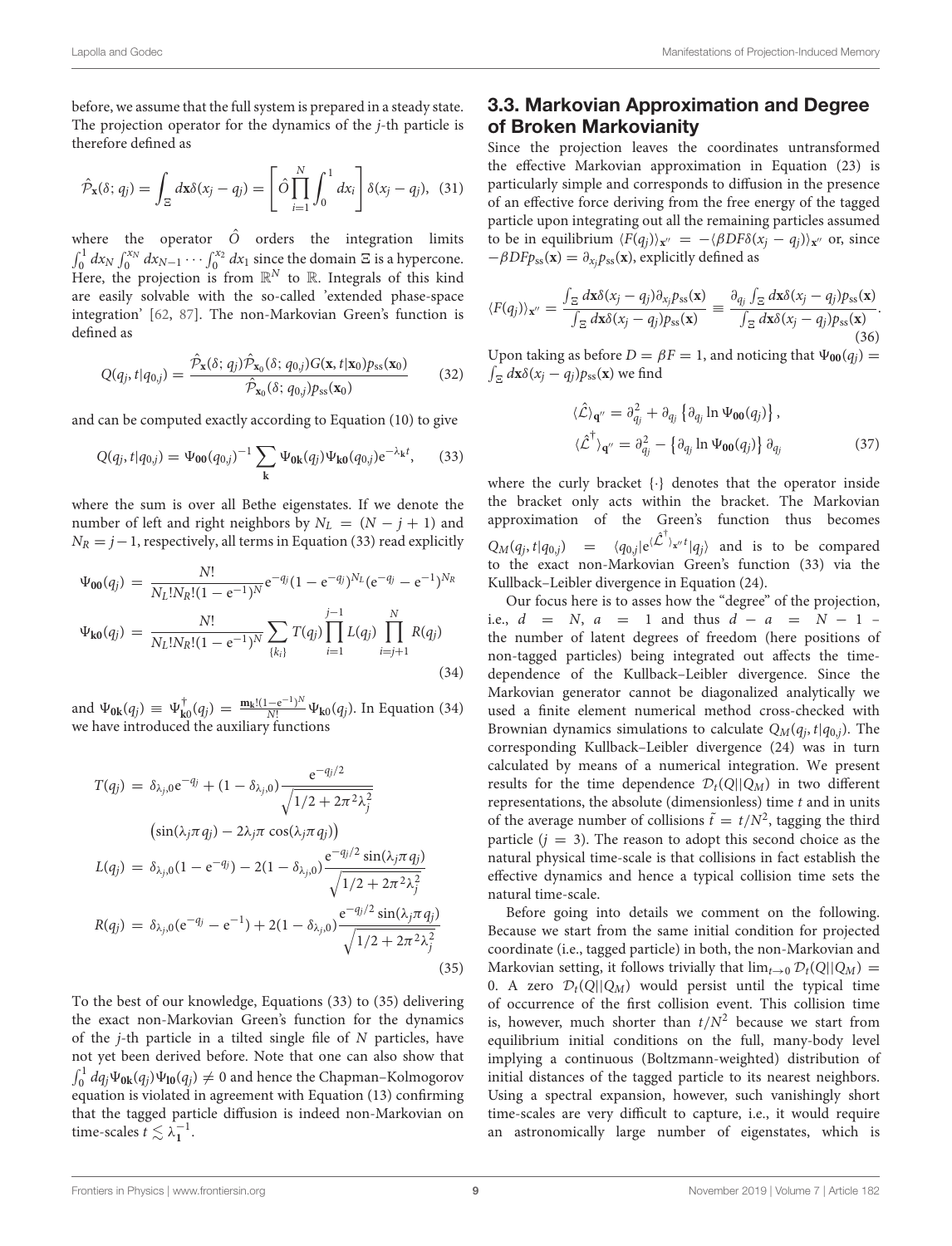before, we assume that the full system is prepared in a steady state. The projection operator for the dynamics of the $j$-th particle is therefore defined as

$$\hat{\mathcal{P}}_{\mathbf{x}}(\delta;q_j) = \int_{\Xi} d\mathbf{x}\delta(x_j - q_j) = \left[\hat{O}\prod_{i=1}^{N}\int_0^1 dx_i\right]\delta(x_j - q_j), \quad (31)$$

where the operator $\hat{O}$ orders the integration limits $\int_0^1 dx_N \int_0^{x_N} dx_{N-1} \cdots \int_0^{x_2} dx_1$ since the domain $\Xi$ is a hypercone. Here, the projection is from $\mathbb{R}^N$ to $\mathbb{R}$. Integrals of this kind are easily solvable with the so-called 'extended phase-space integration' [62, 87]. The non-Markovian Green's function is defined as

$$Q(q_j,t|q_{0,j}) = \frac{\hat{\mathcal{P}}_{\mathbf{x}}(\delta;q_j)\hat{\mathcal{P}}_{\mathbf{x}_0}(\delta;q_{0,j})G(\mathbf{x},t|\mathbf{x}_0)p_{\rm ss}(\mathbf{x}_0)}{\hat{\mathcal{P}}_{\mathbf{x}_0}(\delta;q_{0,j})p_{\rm ss}(\mathbf{x}_0)} \quad (32)$$

and can be computed exactly according to Equation (10) to give

$$Q(q_j,t|q_{0,j}) = \Psi_{\mathbf{00}}(q_{0,j})^{-1}\sum_{\mathbf{k}}\Psi_{\mathbf{0k}}(q_j)\Psi_{\mathbf{k0}}(q_{0,j})\mathrm{e}^{-\lambda_{\mathbf{k}}t}, \quad (33)$$

where the sum is over all Bethe eigenstates. If we denote the number of left and right neighbors by $N_L = (N-j+1)$ and $N_R = j-1$, respectively, all terms in Equation (33) read explicitly

$$\begin{aligned}
\Psi_{\mathbf{00}}(q_j) &= \frac{N!}{N_L!N_R!(1-\mathrm{e}^{-1})^N}\mathrm{e}^{-q_j}(1-\mathrm{e}^{-q_j})^{N_L}(\mathrm{e}^{-q_j}-\mathrm{e}^{-1})^{N_R}\\
\Psi_{\mathbf{k0}}(q_j) &= \frac{N!}{N_L!N_R!(1-\mathrm{e}^{-1})^N}\sum_{\{k_i\}}T(q_j)\prod_{i=1}^{j-1}L(q_j)\prod_{i=j+1}^{N}R(q_j)
\end{aligned} \quad (34)$$

and $\Psi_{\mathbf{0k}}(q_j) \equiv \Psi^{\dagger}_{\mathbf{k0}}(q_j) = \frac{\mathbf{m_k}!(1-\mathrm{e}^{-1})^N}{N!}\Psi_{\mathbf{k0}}(q_j)$. In Equation (34) we have introduced the auxiliary functions

$$\begin{aligned}
T(q_j) &= \delta_{\lambda_j,0}\mathrm{e}^{-q_j} + (1-\delta_{\lambda_j,0})\frac{\mathrm{e}^{-q_j/2}}{\sqrt{1/2+2\pi^2\lambda_j^2}}\\
&\quad\left(\sin(\lambda_j\pi q_j) - 2\lambda_j\pi\cos(\lambda_j\pi q_j)\right)\\
L(q_j) &= \delta_{\lambda_j,0}(1-\mathrm{e}^{-q_j}) - 2(1-\delta_{\lambda_j,0})\frac{\mathrm{e}^{-q_j/2}\sin(\lambda_j\pi q_j)}{\sqrt{1/2+2\pi^2\lambda_j^2}}\\
R(q_j) &= \delta_{\lambda_j,0}(\mathrm{e}^{-q_j}-\mathrm{e}^{-1}) + 2(1-\delta_{\lambda_j,0})\frac{\mathrm{e}^{-q_j/2}\sin(\lambda_j\pi q_j)}{\sqrt{1/2+2\pi^2\lambda_j^2}}
\end{aligned} \quad (35)$$

To the best of our knowledge, Equations (33) to (35) delivering the exact non-Markovian Green's function for the dynamics of the $j$-th particle in a tilted single file of $N$ particles, have not yet been derived before. Note that one can also show that $\int_0^1 dq_j\Psi_{\mathbf{0k}}(q_j)\Psi_{\mathbf{l0}}(q_j) \neq 0$ and hence the Chapman–Kolmogorov equation is violated in agreement with Equation (13) confirming that the tagged particle diffusion is indeed non-Markovian on time-scales $t \lesssim \lambda_{\mathbf{1}}^{-1}$.

## 3.3. Markovian Approximation and Degree of Broken Markovianity

Since the projection leaves the coordinates untransformed the effective Markovian approximation in Equation (23) is particularly simple and corresponds to diffusion in the presence of an effective force deriving from the free energy of the tagged particle upon integrating out all the remaining particles assumed to be in equilibrium $\langle F(q_j)\rangle_{\mathbf{x}''} = -\langle\beta DF\delta(x_j-q_j)\rangle_{\mathbf{x}''}$ or, since $-\beta DFp_{\rm ss}(\mathbf{x}) = \partial_{x_j}p_{\rm ss}(\mathbf{x})$, explicitly defined as

$$\langle F(q_j)\rangle_{\mathbf{x}''} = \frac{\int_{\Xi} d\mathbf{x}\delta(x_j-q_j)\partial_{x_j}p_{\rm ss}(\mathbf{x})}{\int_{\Xi} d\mathbf{x}\delta(x_j-q_j)p_{\rm ss}(\mathbf{x})} \equiv \frac{\partial_{q_j}\int_{\Xi} d\mathbf{x}\delta(x_j-q_j)p_{\rm ss}(\mathbf{x})}{\int_{\Xi} d\mathbf{x}\delta(x_j-q_j)p_{\rm ss}(\mathbf{x})}. \quad (36)$$

Upon taking as before $D = \beta F = 1$, and noticing that $\Psi_{\mathbf{00}}(q_j) = \int_{\Xi} d\mathbf{x}\delta(x_j-q_j)p_{\rm ss}(\mathbf{x})$ we find

$$\begin{aligned}
\langle\hat{\mathcal{L}}\rangle_{\mathbf{q}''} &= \partial_{q_j}^2 + \partial_{q_j}\left\{\partial_{q_j}\ln\Psi_{\mathbf{00}}(q_j)\right\},\\
\langle\hat{\mathcal{L}}^{\dagger}\rangle_{\mathbf{q}''} &= \partial_{q_j}^2 - \left\{\partial_{q_j}\ln\Psi_{\mathbf{00}}(q_j)\right\}\partial_{q_j}
\end{aligned} \quad (37)$$

where the curly bracket $\{\cdot\}$ denotes that the operator inside the bracket only acts within the bracket. The Markovian approximation of the Green's function thus becomes $Q_M(q_j,t|q_{0,j}) = \langle q_{0,j}|\mathrm{e}^{\langle\hat{\mathcal{L}}^{\dagger}\rangle_{\mathbf{x}''}t}|q_j\rangle$ and is to be compared to the exact non-Markovian Green's function (33) via the Kullback–Leibler divergence in Equation (24).

Our focus here is to asses how the "degree" of the projection, i.e., $d = N$, $a = 1$ and thus $d-a = N-1$ – the number of latent degrees of freedom (here positions of non-tagged particles) being integrated out affects the time-dependence of the Kullback–Leibler divergence. Since the Markovian generator cannot be diagonalized analytically we used a finite element numerical method cross-checked with Brownian dynamics simulations to calculate $Q_M(q_j,t|q_{0,j})$. The corresponding Kullback–Leibler divergence (24) was in turn calculated by means of a numerical integration. We present results for the time dependence $\mathcal{D}_t(Q||Q_M)$ in two different representations, the absolute (dimensionless) time $t$ and in units of the average number of collisions $\tilde{t} = t/N^2$, tagging the third particle ($j = 3$). The reason to adopt this second choice as the natural physical time-scale is that collisions in fact establish the effective dynamics and hence a typical collision time sets the natural time-scale.

Before going into details we comment on the following. Because we start from the same initial condition for projected coordinate (i.e., tagged particle) in both, the non-Markovian and Markovian setting, it follows trivially that $\lim_{t\to 0}\mathcal{D}_t(Q||Q_M) = 0$. A zero $\mathcal{D}_t(Q||Q_M)$ would persist until the typical time of occurrence of the first collision event. This collision time is, however, much shorter than $t/N^2$ because we start from equilibrium initial conditions on the full, many-body level implying a continuous (Boltzmann-weighted) distribution of initial distances of the tagged particle to its nearest neighbors. Using a spectral expansion, however, such vanishingly short time-scales are very difficult to capture, i.e., it would require an astronomically large number of eigenstates, which is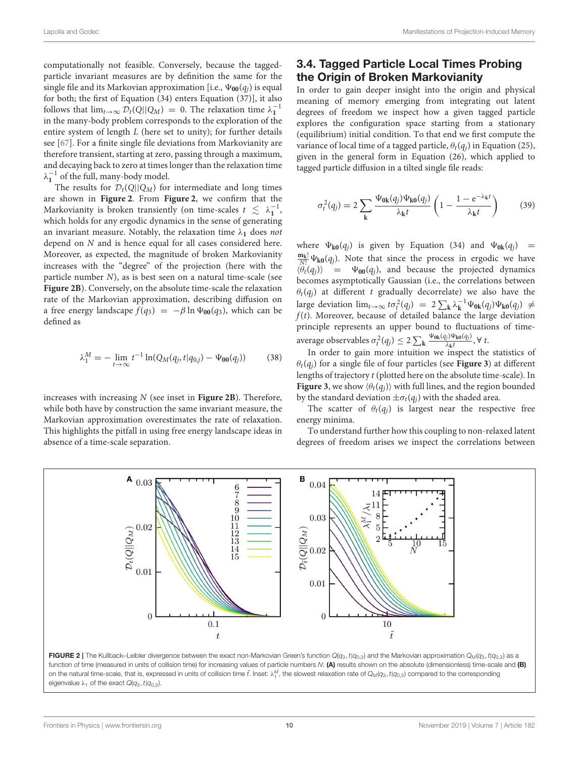computationally not feasible. Conversely, because the tagged-particle invariant measures are by definition the same for the single file and its Markovian approximation [i.e., $\Psi_{\mathbf{00}}(q_j)$ is equal for both; the first of Equation (34) enters Equation (37)], it also follows that $\lim_{t\to\infty}\mathcal{D}_t(Q||Q_M) = 0$. The relaxation time $\lambda_{\mathbf{1}}^{-1}$ in the many-body problem corresponds to the exploration of the entire system of length $L$ (here set to unity); for further details see [67]. For a finite single file deviations from Markovianity are therefore transient, starting at zero, passing through a maximum, and decaying back to zero at times longer than the relaxation time $\lambda_{\mathbf{1}}^{-1}$ of the full, many-body model.

The results for $\mathcal{D}_t(Q||Q_M)$ for intermediate and long times are shown in **Figure 2**. From **Figure 2**, we confirm that the Markovianity is broken transiently (on time-scales $t \lesssim \lambda_{\mathbf{1}}^{-1}$, which holds for any ergodic dynamics in the sense of generating an invariant measure. Notably, the relaxation time $\lambda_{\mathbf{1}}$ does *not* depend on $N$ and is hence equal for all cases considered here. Moreover, as expected, the magnitude of broken Markovianity increases with the "degree" of the projection (here with the particle number $N$), as is best seen on a natural time-scale (see **Figure 2B**). Conversely, on the absolute time-scale the relaxation rate of the Markovian approximation, describing diffusion on a free energy landscape $f(q_3) = -\beta\ln\Psi_{\mathbf{00}}(q_3)$, which can be defined as

$$\lambda_1^M = -\lim_{t\to\infty} t^{-1}\ln(Q_M(q_j,t|q_{0,j}) - \Psi_{\mathbf{00}}(q_j)) \tag{38}$$

increases with increasing $N$ (see inset in **Figure 2B**). Therefore, while both have by construction the same invariant measure, the Markovian approximation overestimates the rate of relaxation. This highlights the pitfall in using free energy landscape ideas in absence of a time-scale separation.

## 3.4. Tagged Particle Local Times Probing the Origin of Broken Markovianity

In order to gain deeper insight into the origin and physical meaning of memory emerging from integrating out latent degrees of freedom we inspect how a given tagged particle explores the configuration space starting from a stationary (equilibrium) initial condition. To that end we first compute the variance of local time of a tagged particle, $\theta_t(q_j)$ in Equation (25), given in the general form in Equation (26), which applied to tagged particle diffusion in a tilted single file reads:

$$\sigma_t^2(q_j) = 2\sum_{\mathbf{k}} \frac{\Psi_{\mathbf{0k}}(q_j)\Psi_{\mathbf{k0}}(q_j)}{\lambda_{\mathbf{k}} t}\left(1 - \frac{1-\mathrm{e}^{-\lambda_{\mathbf{k}} t}}{\lambda_{\mathbf{k}} t}\right) \tag{39}$$

where $\Psi_{\mathbf{k0}}(q_j)$ is given by Equation (34) and $\Psi_{\mathbf{0k}}(q_j) = \frac{\mathbf{m_k}!}{N!}\Psi_{\mathbf{k0}}(q_j)$. Note that since the process in ergodic we have $\langle\theta_t(q_j)\rangle = \Psi_{\mathbf{00}}(q_j)$, and because the projected dynamics becomes asymptotically Gaussian (i.e., the correlations between $\theta_t(q_j)$ at different $t$ gradually decorrelate) we also have the large deviation $\lim_{t\to\infty} t\sigma_t^2(q_j) = 2\sum_{\mathbf{k}}\lambda_{\mathbf{k}}^{-1}\Psi_{\mathbf{0k}}(q_j)\Psi_{\mathbf{k0}}(q_j) \neq f(t)$. Moreover, because of detailed balance the large deviation principle represents an upper bound to fluctuations of time-average observables $\sigma_t^2(q_j) \leq 2\sum_{\mathbf{k}}\frac{\Psi_{\mathbf{0k}}(q_j)\Psi_{\mathbf{k0}}(q_j)}{\lambda_{\mathbf{k}} t}, \forall\, t$.

In order to gain more intuition we inspect the statistics of $\theta_t(q_j)$ for a single file of four particles (see **Figure 3**) at different lengths of trajectory $t$ (plotted here on the absolute time-scale). In **Figure 3**, we show $\langle\theta_t(q_j)\rangle$ with full lines, and the region bounded by the standard deviation $\pm\sigma_t(q_j)$ with the shaded area.

The scatter of $\theta_t(q_j)$ is largest near the respective free energy minima.

To understand further how this coupling to non-relaxed latent degrees of freedom arises we inspect the correlations between

**FIGURE 2 |** The Kullback–Leibler divergence between the exact non-Markovian Green's function $Q(q_3,t|q_{0,3})$ and the Markovian approximation $Q_M(q_3,t|q_{0,3})$ as a function of time (measured in units of collision time) for increasing values of particle numbers $N$: **(A)** results shown on the absolute (dimensionless) time-scale and **(B)** on the natural time-scale, that is, expressed in units of collision time $\tilde{t}$. Inset: $\lambda_1^M$, the slowest relaxation rate of $Q_M(q_3,t|q_{0,3})$ compared to the corresponding eigenvalue $\lambda_1$ of the exact $Q(q_3,t|q_{0,3})$.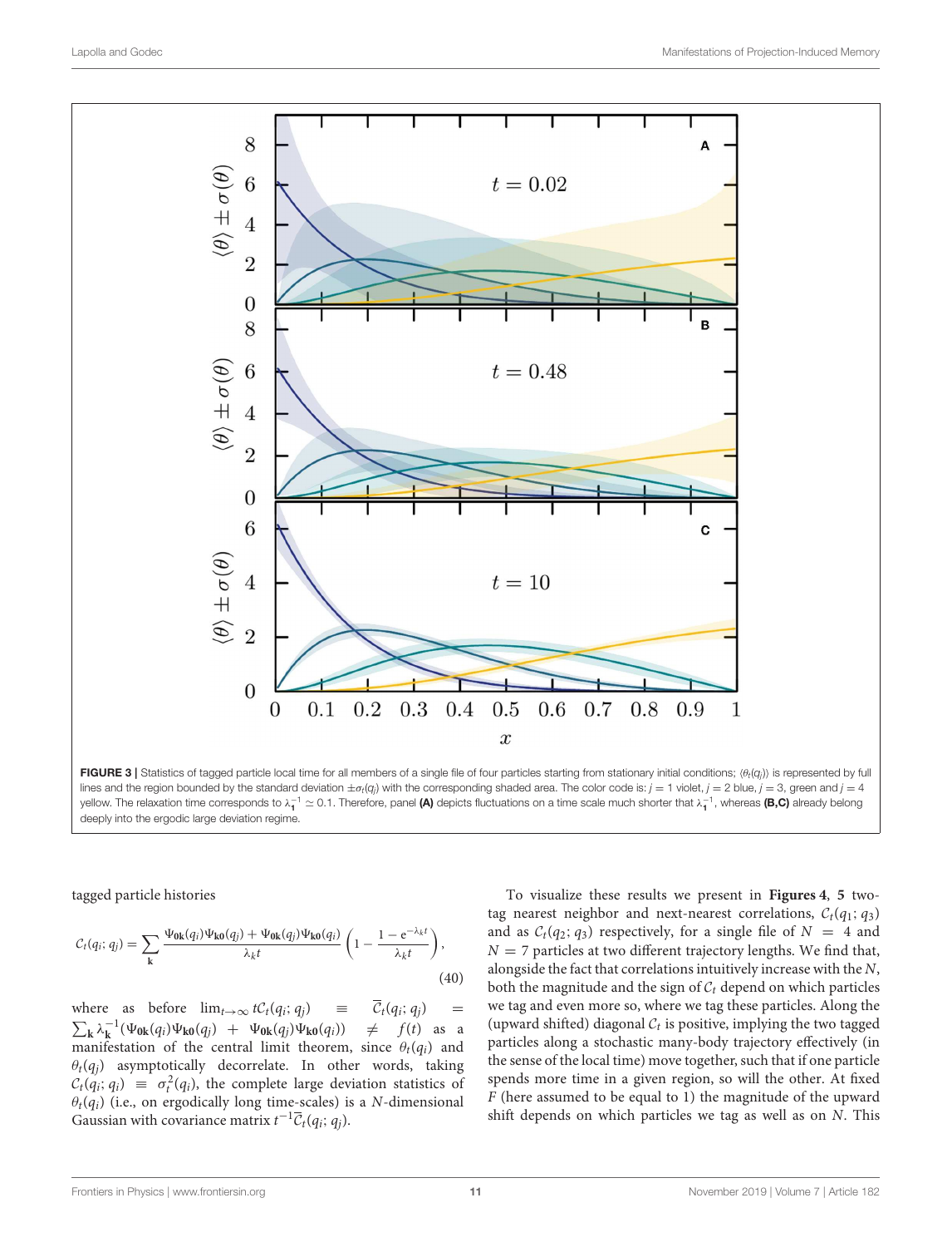FIGURE 3 | Statistics of tagged particle local time for all members of a single file of four particles starting from stationary initial conditions; $\langle\theta_t(q_j)\rangle$ is represented by full lines and the region bounded by the standard deviation $\pm\sigma_t(q_j)$ with the corresponding shaded area. The color code is: $j = 1$ violet, $j = 2$ blue, $j = 3$, green and $j = 4$ yellow. The relaxation time corresponds to $\lambda_1^{-1} \simeq 0.1$. Therefore, panel **(A)** depicts fluctuations on a time scale much shorter that $\lambda_1^{-1}$, whereas **(B,C)** already belong deeply into the ergodic large deviation regime.

tagged particle histories

$$\mathcal{C}_t(q_i; q_j) = \sum_{\mathbf{k}} \frac{\Psi_{\mathbf{0k}}(q_i)\Psi_{\mathbf{k0}}(q_j) + \Psi_{\mathbf{0k}}(q_j)\Psi_{\mathbf{k0}}(q_i)}{\lambda_k t}\left(1 - \frac{1 - e^{-\lambda_k t}}{\lambda_k t}\right), \tag{40}$$

where as before $\lim_{t\to\infty} t\mathcal{C}_t(q_i; q_j) \equiv \overline{\mathcal{C}}_t(q_i; q_j) = \sum_{\mathbf{k}} \lambda_{\mathbf{k}}^{-1}(\Psi_{\mathbf{0k}}(q_i)\Psi_{\mathbf{k0}}(q_j) + \Psi_{\mathbf{0k}}(q_j)\Psi_{\mathbf{k0}}(q_i)) \neq f(t)$ as a manifestation of the central limit theorem, since $\theta_t(q_i)$ and $\theta_t(q_j)$ asymptotically decorrelate. In other words, taking $\mathcal{C}_t(q_i; q_i) \equiv \sigma_t^2(q_i)$, the complete large deviation statistics of $\theta_t(q_i)$ (i.e., on ergodically long time-scales) is a $N$-dimensional Gaussian with covariance matrix $t^{-1}\overline{\mathcal{C}}_t(q_i; q_j)$.

To visualize these results we present in **Figures 4**, **5** two-tag nearest neighbor and next-nearest correlations, $\mathcal{C}_t(q_1; q_3)$ and as $\mathcal{C}_t(q_2; q_3)$ respectively, for a single file of $N = 4$ and $N = 7$ particles at two different trajectory lengths. We find that, alongside the fact that correlations intuitively increase with the $N$, both the magnitude and the sign of $\mathcal{C}_t$ depend on which particles we tag and even more so, where we tag these particles. Along the (upward shifted) diagonal $\mathcal{C}_t$ is positive, implying the two tagged particles along a stochastic many-body trajectory effectively (in the sense of the local time) move together, such that if one particle spends more time in a given region, so will the other. At fixed $F$ (here assumed to be equal to 1) the magnitude of the upward shift depends on which particles we tag as well as on $N$. This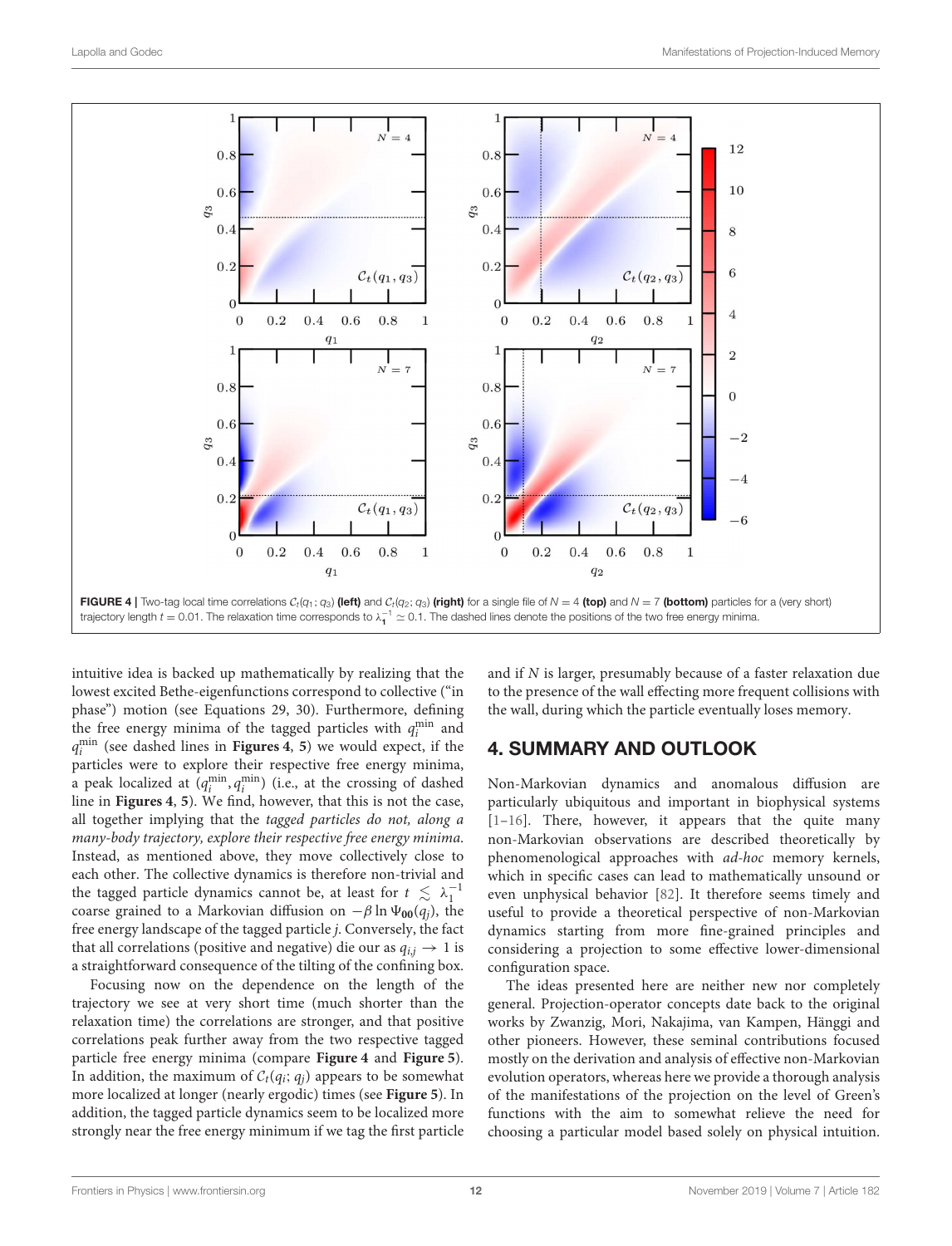**FIGURE 4 |** Two-tag local time correlations $\mathcal{C}_t(q_1; q_3)$ **(left)** and $\mathcal{C}_t(q_2; q_3)$ **(right)** for a single file of $N = 4$ **(top)** and $N = 7$ **(bottom)** particles for a (very short) trajectory length $t = 0.01$. The relaxation time corresponds to $\lambda_1^{-1} \simeq 0.1$. The dashed lines denote the positions of the two free energy minima.

intuitive idea is backed up mathematically by realizing that the lowest excited Bethe-eigenfunctions correspond to collective ("in phase") motion (see Equations 29, 30). Furthermore, defining the free energy minima of the tagged particles with $q_i^{\min}$ and $q_i^{\min}$ (see dashed lines in **Figures 4**, **5**) we would expect, if the particles were to explore their respective free energy minima, a peak localized at $(q_i^{\min}, q_i^{\min})$ (i.e., at the crossing of dashed line in **Figures 4**, **5**). We find, however, that this is not the case, all together implying that the *tagged particles do not, along a many-body trajectory, explore their respective free energy minima*. Instead, as mentioned above, they move collectively close to each other. The collective dynamics is therefore non-trivial and the tagged particle dynamics cannot be, at least for $t \lesssim \lambda_1^{-1}$ coarse grained to a Markovian diffusion on $-\beta \ln \Psi_{\mathbf{00}}(q_j)$, the free energy landscape of the tagged particle $j$. Conversely, the fact that all correlations (positive and negative) die out as $q_{i,j} \to 1$ is a straightforward consequence of the tilting of the confining box.

Focusing now on the dependence on the length of the trajectory we see at very short time (much shorter than the relaxation time) the correlations are stronger, and that positive correlations peak further away from the two respective tagged particle free energy minima (compare **Figure 4** and **Figure 5**). In addition, the maximum of $\mathcal{C}_t(q_i; q_j)$ appears to be somewhat more localized at longer (nearly ergodic) times (see **Figure 5**). In addition, the tagged particle dynamics seem to be localized more strongly near the free energy minimum if we tag the first particle and if $N$ is larger, presumably because of a faster relaxation due to the presence of the wall effecting more frequent collisions with the wall, during which the particle eventually loses memory.

## 4. SUMMARY AND OUTLOOK

Non-Markovian dynamics and anomalous diffusion are particularly ubiquitous and important in biophysical systems [1–16]. There, however, it appears that the quite many non-Markovian observations are described theoretically by phenomenological approaches with *ad-hoc* memory kernels, which in specific cases can lead to mathematically unsound or even unphysical behavior [82]. It therefore seems timely and useful to provide a theoretical perspective of non-Markovian dynamics starting from more fine-grained principles and considering a projection to some effective lower-dimensional configuration space.

The ideas presented here are neither new nor completely general. Projection-operator concepts date back to the original works by Zwanzig, Mori, Nakajima, van Kampen, Hänggi and other pioneers. However, these seminal contributions focused mostly on the derivation and analysis of effective non-Markovian evolution operators, whereas here we provide a thorough analysis of the manifestations of the projection on the level of Green's functions with the aim to somewhat relieve the need for choosing a particular model based solely on physical intuition.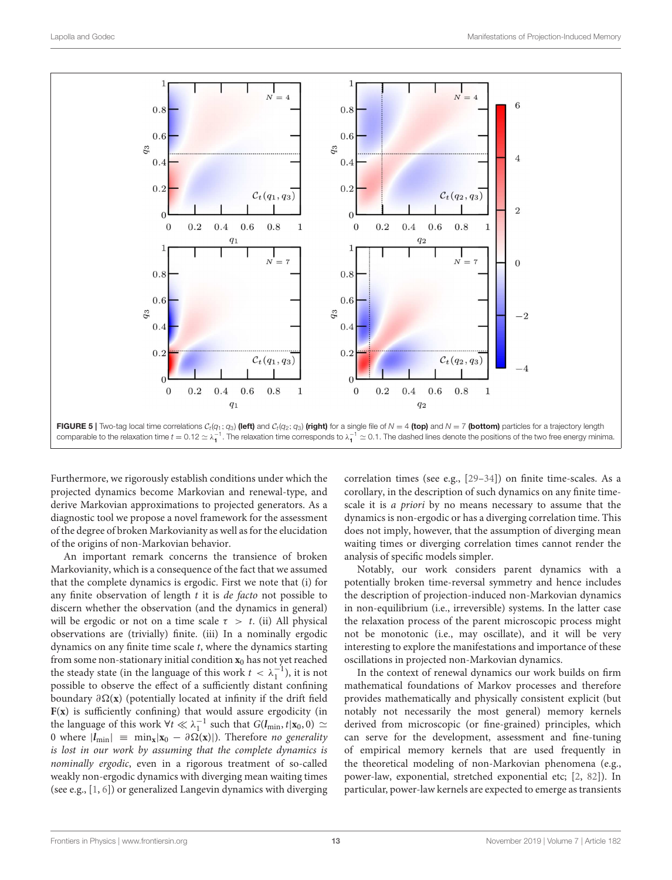FIGURE 5 | Two-tag local time correlations $\mathcal{C}_t(q_1; q_3)$ **(left)** and $\mathcal{C}_t(q_2; q_3)$ **(right)** for a single file of $N = 4$ **(top)** and $N = 7$ **(bottom)** particles for a trajectory length comparable to the relaxation time $t = 0.12 \simeq \lambda_1^{-1}$. The relaxation time corresponds to $\lambda_1^{-1} \simeq 0.1$. The dashed lines denote the positions of the two free energy minima.

Furthermore, we rigorously establish conditions under which the projected dynamics become Markovian and renewal-type, and derive Markovian approximations to projected generators. As a diagnostic tool we propose a novel framework for the assessment of the degree of broken Markovianity as well as for the elucidation of the origins of non-Markovian behavior.

An important remark concerns the transience of broken Markovianity, which is a consequence of the fact that we assumed that the complete dynamics is ergodic. First we note that (i) for any finite observation of length $t$ it is *de facto* not possible to discern whether the observation (and the dynamics in general) will be ergodic or not on a time scale $\tau > t$. (ii) All physical observations are (trivially) finite. (iii) In a nominally ergodic dynamics on any finite time scale $t$, where the dynamics starting from some non-stationary initial condition $\mathbf{x}_0$ has not yet reached the steady state (in the language of this work $t < \lambda_1^{-1}$), it is not possible to observe the effect of a sufficiently distant confining boundary $\partial\Omega(\mathbf{x})$ (potentially located at infinity if the drift field $\mathbf{F}(\mathbf{x})$ is sufficiently confining) that would assure ergodicity (in the language of this work $\forall t \ll \lambda_1^{-1}$ such that $G(\boldsymbol{l}_{\min}, t|\mathbf{x}_0, 0) \simeq 0$ where $|\boldsymbol{l}_{\min}| \equiv \min_{\mathbf{x}}|\mathbf{x}_0 - \partial\Omega(\mathbf{x})|$). Therefore *no generality is lost in our work by assuming that the complete dynamics is nominally ergodic*, even in a rigorous treatment of so-called weakly non-ergodic dynamics with diverging mean waiting times (see e.g., [1, 6]) or generalized Langevin dynamics with diverging correlation times (see e.g., [29–34]) on finite time-scales. As a corollary, in the description of such dynamics on any finite time-scale it is *a priori* by no means necessary to assume that the dynamics is non-ergodic or has a diverging correlation time. This does not imply, however, that the assumption of diverging mean waiting times or diverging correlation times cannot render the analysis of specific models simpler.

Notably, our work considers parent dynamics with a potentially broken time-reversal symmetry and hence includes the description of projection-induced non-Markovian dynamics in non-equilibrium (i.e., irreversible) systems. In the latter case the relaxation process of the parent microscopic process might not be monotonic (i.e., may oscillate), and it will be very interesting to explore the manifestations and importance of these oscillations in projected non-Markovian dynamics.

In the context of renewal dynamics our work builds on firm mathematical foundations of Markov processes and therefore provides mathematically and physically consistent explicit (but notably not necessarily the most general) memory kernels derived from microscopic (or fine-grained) principles, which can serve for the development, assessment and fine-tuning of empirical memory kernels that are used frequently in the theoretical modeling of non-Markovian phenomena (e.g., power-law, exponential, stretched exponential etc; [2, 82]). In particular, power-law kernels are expected to emerge as transients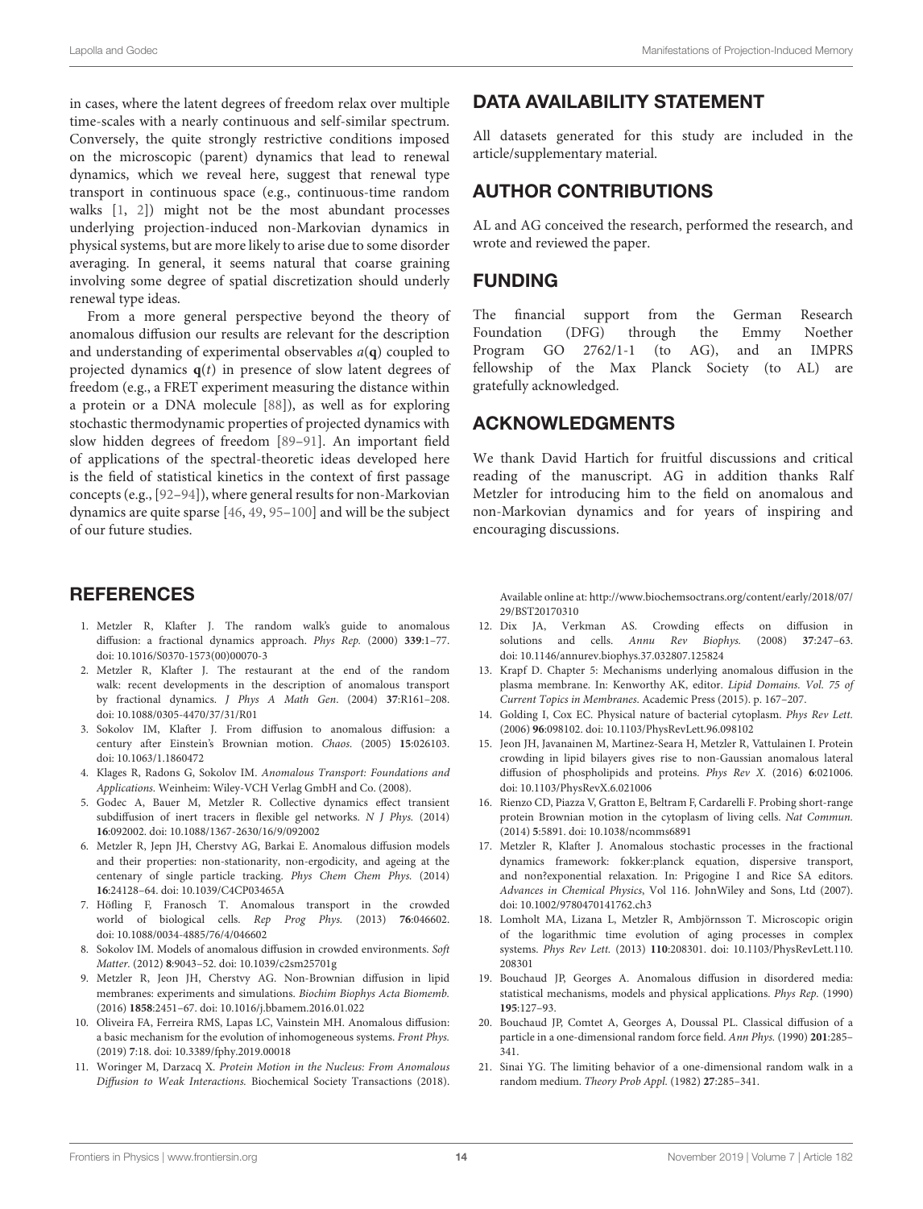in cases, where the latent degrees of freedom relax over multiple time-scales with a nearly continuous and self-similar spectrum. Conversely, the quite strongly restrictive conditions imposed on the microscopic (parent) dynamics that lead to renewal dynamics, which we reveal here, suggest that renewal type transport in continuous space (e.g., continuous-time random walks [1, 2]) might not be the most abundant processes underlying projection-induced non-Markovian dynamics in physical systems, but are more likely to arise due to some disorder averaging. In general, it seems natural that coarse graining involving some degree of spatial discretization should underly renewal type ideas.

From a more general perspective beyond the theory of anomalous diffusion our results are relevant for the description and understanding of experimental observables $a(\mathbf{q})$ coupled to projected dynamics $\mathbf{q}(t)$ in presence of slow latent degrees of freedom (e.g., a FRET experiment measuring the distance within a protein or a DNA molecule [88]), as well as for exploring stochastic thermodynamic properties of projected dynamics with slow hidden degrees of freedom [89–91]. An important field of applications of the spectral-theoretic ideas developed here is the field of statistical kinetics in the context of first passage concepts (e.g., [92–94]), where general results for non-Markovian dynamics are quite sparse [46, 49, 95–100] and will be the subject of our future studies.

## DATA AVAILABILITY STATEMENT

All datasets generated for this study are included in the article/supplementary material.

## AUTHOR CONTRIBUTIONS

AL and AG conceived the research, performed the research, and wrote and reviewed the paper.

## FUNDING

The financial support from the German Research Foundation (DFG) through the Emmy Noether Program GO 2762/1-1 (to AG), and an IMPRS fellowship of the Max Planck Society (to AL) are gratefully acknowledged.

## ACKNOWLEDGMENTS

We thank David Hartich for fruitful discussions and critical reading of the manuscript. AG in addition thanks Ralf Metzler for introducing him to the field on anomalous and non-Markovian dynamics and for years of inspiring and encouraging discussions.

## REFERENCES

1. Metzler R, Klafter J. The random walk's guide to anomalous diffusion: a fractional dynamics approach. *Phys Rep.* (2000) **339**:1–77. doi: 10.1016/S0370-1573(00)00070-3
2. Metzler R, Klafter J. The restaurant at the end of the random walk: recent developments in the description of anomalous transport by fractional dynamics. *J Phys A Math Gen.* (2004) **37**:R161–208. doi: 10.1088/0305-4470/37/31/R01
3. Sokolov IM, Klafter J. From diffusion to anomalous diffusion: a century after Einstein's Brownian motion. *Chaos.* (2005) **15**:026103. doi: 10.1063/1.1860472
4. Klages R, Radons G, Sokolov IM. *Anomalous Transport: Foundations and Applications*. Weinheim: Wiley-VCH Verlag GmbH and Co. (2008).
5. Godec A, Bauer M, Metzler R. Collective dynamics effect transient subdiffusion of inert tracers in flexible gel networks. *N J Phys.* (2014) **16**:092002. doi: 10.1088/1367-2630/16/9/092002
6. Metzler R, Jepn JH, Cherstvy AG, Barkai E. Anomalous diffusion models and their properties: non-stationarity, non-ergodicity, and ageing at the centenary of single particle tracking. *Phys Chem Chem Phys.* (2014) **16**:24128–64. doi: 10.1039/C4CP03465A
7. Höfling F, Franosch T. Anomalous transport in the crowded world of biological cells. *Rep Prog Phys.* (2013) **76**:046602. doi: 10.1088/0034-4885/76/4/046602
8. Sokolov IM. Models of anomalous diffusion in crowded environments. *Soft Matter.* (2012) **8**:9043–52. doi: 10.1039/c2sm25701g
9. Metzler R, Jeon JH, Cherstvy AG. Non-Brownian diffusion in lipid membranes: experiments and simulations. *Biochim Biophys Acta Biomemb.* (2016) **1858**:2451–67. doi: 10.1016/j.bbamem.2016.01.022
10. Oliveira FA, Ferreira RMS, Lapas LC, Vainstein MH. Anomalous diffusion: a basic mechanism for the evolution of inhomogeneous systems. *Front Phys.* (2019) **7**:18. doi: 10.3389/fphy.2019.00018
11. Woringer M, Darzacq X. *Protein Motion in the Nucleus: From Anomalous Diffusion to Weak Interactions.* Biochemical Society Transactions (2018). Available online at: http://www.biochemsoctrans.org/content/early/2018/07/29/BST20170310
12. Dix JA, Verkman AS. Crowding effects on diffusion in solutions and cells. *Annu Rev Biophys.* (2008) **37**:247–63. doi: 10.1146/annurev.biophys.37.032807.125824
13. Krapf D. Chapter 5: Mechanisms underlying anomalous diffusion in the plasma membrane. In: Kenworthy AK, editor. *Lipid Domains. Vol. 75 of Current Topics in Membranes*. Academic Press (2015). p. 167–207.
14. Golding I, Cox EC. Physical nature of bacterial cytoplasm. *Phys Rev Lett.* (2006) **96**:098102. doi: 10.1103/PhysRevLett.96.098102
15. Jeon JH, Javanainen M, Martinez-Seara H, Metzler R, Vattulainen I. Protein crowding in lipid bilayers gives rise to non-Gaussian anomalous lateral diffusion of phospholipids and proteins. *Phys Rev X.* (2016) **6**:021006. doi: 10.1103/PhysRevX.6.021006
16. Rienzo CD, Piazza V, Gratton E, Beltram F, Cardarelli F. Probing short-range protein Brownian motion in the cytoplasm of living cells. *Nat Commun.* (2014) **5**:5891. doi: 10.1038/ncomms6891
17. Metzler R, Klafter J. Anomalous stochastic processes in the fractional dynamics framework: fokker:planck equation, dispersive transport, and non?exponential relaxation. In: Prigogine I and Rice SA editors. *Advances in Chemical Physics*, Vol 116. JohnWiley and Sons, Ltd (2007). doi: 10.1002/9780470141762.ch3
18. Lomholt MA, Lizana L, Metzler R, Ambjörnsson T. Microscopic origin of the logarithmic time evolution of aging processes in complex systems. *Phys Rev Lett.* (2013) **110**:208301. doi: 10.1103/PhysRevLett.110.208301
19. Bouchaud JP, Georges A. Anomalous diffusion in disordered media: statistical mechanisms, models and physical applications. *Phys Rep.* (1990) **195**:127–93.
20. Bouchaud JP, Comtet A, Georges A, Doussal PL. Classical diffusion of a particle in a one-dimensional random force field. *Ann Phys.* (1990) **201**:285–341.
21. Sinai YG. The limiting behavior of a one-dimensional random walk in a random medium. *Theory Prob Appl.* (1982) **27**:285–341.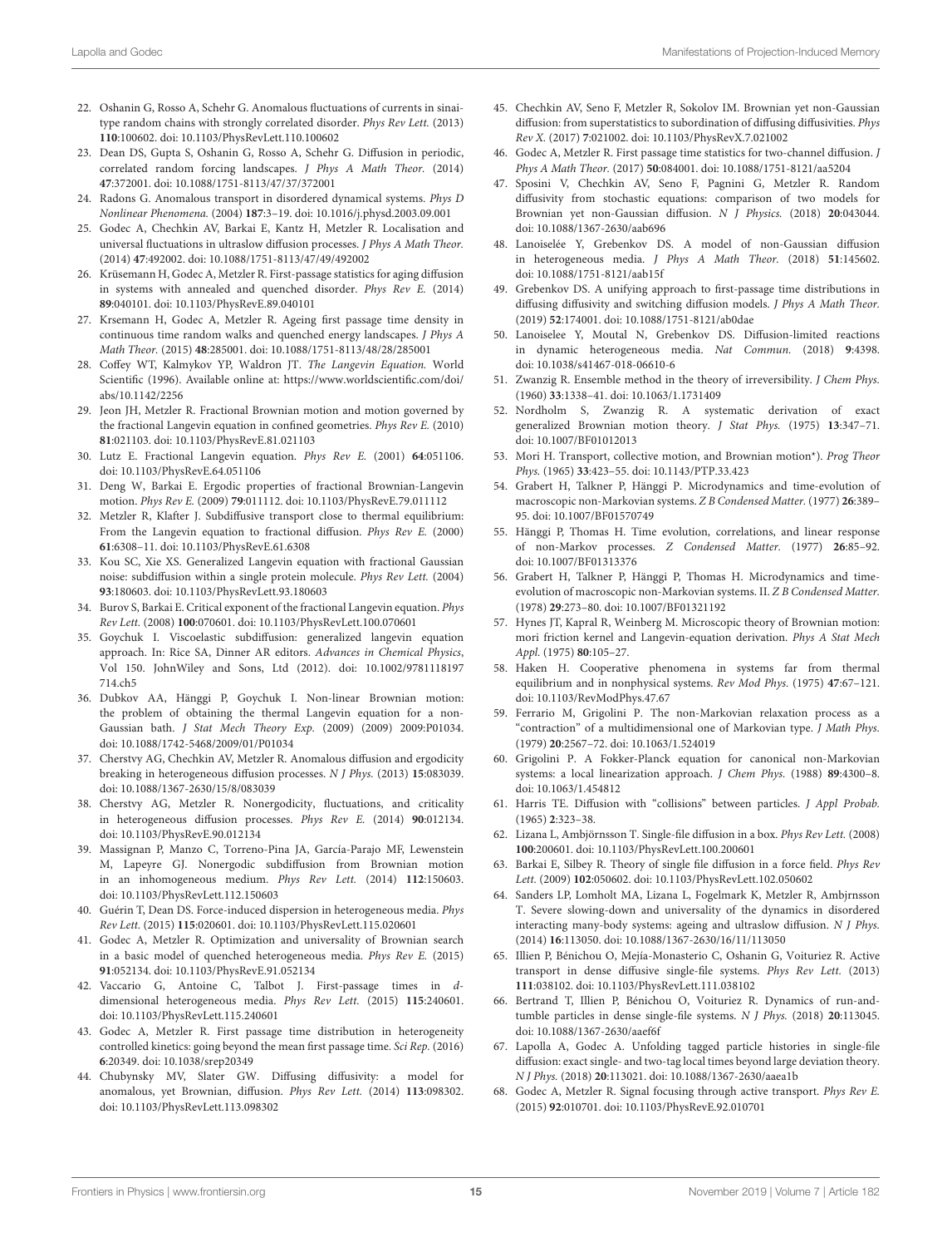22. Oshanin G, Rosso A, Schehr G. Anomalous fluctuations of currents in sinai-type random chains with strongly correlated disorder. *Phys Rev Lett.* (2013) **110**:100602. doi: 10.1103/PhysRevLett.110.100602
23. Dean DS, Gupta S, Oshanin G, Rosso A, Schehr G. Diffusion in periodic, correlated random forcing landscapes. *J Phys A Math Theor.* (2014) **47**:372001. doi: 10.1088/1751-8113/47/37/372001
24. Radons G. Anomalous transport in disordered dynamical systems. *Phys D Nonlinear Phenomena.* (2004) **187**:3–19. doi: 10.1016/j.physd.2003.09.001
25. Godec A, Chechkin AV, Barkai E, Kantz H, Metzler R. Localisation and universal fluctuations in ultraslow diffusion processes. *J Phys A Math Theor.* (2014) **47**:492002. doi: 10.1088/1751-8113/47/49/492002
26. Krüsemann H, Godec A, Metzler R. First-passage statistics for aging diffusion in systems with annealed and quenched disorder. *Phys Rev E.* (2014) **89**:040101. doi: 10.1103/PhysRevE.89.040101
27. Krsemann H, Godec A, Metzler R. Ageing first passage time density in continuous time random walks and quenched energy landscapes. *J Phys A Math Theor.* (2015) **48**:285001. doi: 10.1088/1751-8113/48/28/285001
28. Coffey WT, Kalmykov YP, Waldron JT. *The Langevin Equation.* World Scientific (1996). Available online at: https://www.worldscientific.com/doi/abs/10.1142/2256
29. Jeon JH, Metzler R. Fractional Brownian motion and motion governed by the fractional Langevin equation in confined geometries. *Phys Rev E.* (2010) **81**:021103. doi: 10.1103/PhysRevE.81.021103
30. Lutz E. Fractional Langevin equation. *Phys Rev E.* (2001) **64**:051106. doi: 10.1103/PhysRevE.64.051106
31. Deng W, Barkai E. Ergodic properties of fractional Brownian-Langevin motion. *Phys Rev E.* (2009) **79**:011112. doi: 10.1103/PhysRevE.79.011112
32. Metzler R, Klafter J. Subdiffusive transport close to thermal equilibrium: From the Langevin equation to fractional diffusion. *Phys Rev E.* (2000) **61**:6308–11. doi: 10.1103/PhysRevE.61.6308
33. Kou SC, Xie XS. Generalized Langevin equation with fractional Gaussian noise: subdiffusion within a single protein molecule. *Phys Rev Lett.* (2004) **93**:180603. doi: 10.1103/PhysRevLett.93.180603
34. Burov S, Barkai E. Critical exponent of the fractional Langevin equation. *Phys Rev Lett.* (2008) **100**:070601. doi: 10.1103/PhysRevLett.100.070601
35. Goychuk I. Viscoelastic subdiffusion: generalized langevin equation approach. In: Rice SA, Dinner AR editors. *Advances in Chemical Physics*, Vol 150. JohnWiley and Sons, Ltd (2012). doi: 10.1002/9781118197714.ch5
36. Dubkov AA, Hänggi P, Goychuk I. Non-linear Brownian motion: the problem of obtaining the thermal Langevin equation for a non-Gaussian bath. *J Stat Mech Theory Exp.* (2009) (2009) 2009:P01034. doi: 10.1088/1742-5468/2009/01/P01034
37. Cherstvy AG, Chechkin AV, Metzler R. Anomalous diffusion and ergodicity breaking in heterogeneous diffusion processes. *N J Phys.* (2013) **15**:083039. doi: 10.1088/1367-2630/15/8/083039
38. Cherstvy AG, Metzler R. Nonergodicity, fluctuations, and criticality in heterogeneous diffusion processes. *Phys Rev E.* (2014) **90**:012134. doi: 10.1103/PhysRevE.90.012134
39. Massignan P, Manzo C, Torreno-Pina JA, García-Parajo MF, Lewenstein M, Lapeyre GJ. Nonergodic subdiffusion from Brownian motion in an inhomogeneous medium. *Phys Rev Lett.* (2014) **112**:150603. doi: 10.1103/PhysRevLett.112.150603
40. Guérin T, Dean DS. Force-induced dispersion in heterogeneous media. *Phys Rev Lett.* (2015) **115**:020601. doi: 10.1103/PhysRevLett.115.020601
41. Godec A, Metzler R. Optimization and universality of Brownian search in a basic model of quenched heterogeneous media. *Phys Rev E.* (2015) **91**:052134. doi: 10.1103/PhysRevE.91.052134
42. Vaccario G, Antoine C, Talbot J. First-passage times in *d*-dimensional heterogeneous media. *Phys Rev Lett.* (2015) **115**:240601. doi: 10.1103/PhysRevLett.115.240601
43. Godec A, Metzler R. First passage time distribution in heterogeneity controlled kinetics: going beyond the mean first passage time. *Sci Rep.* (2016) **6**:20349. doi: 10.1038/srep20349
44. Chubynsky MV, Slater GW. Diffusing diffusivity: a model for anomalous, yet Brownian, diffusion. *Phys Rev Lett.* (2014) **113**:098302. doi: 10.1103/PhysRevLett.113.098302
45. Chechkin AV, Seno F, Metzler R, Sokolov IM. Brownian yet non-Gaussian diffusion: from superstatistics to subordination of diffusing diffusivities. *Phys Rev X.* (2017) **7**:021002. doi: 10.1103/PhysRevX.7.021002
46. Godec A, Metzler R. First passage time statistics for two-channel diffusion. *J Phys A Math Theor.* (2017) **50**:084001. doi: 10.1088/1751-8121/aa5204
47. Sposini V, Chechkin AV, Seno F, Pagnini G, Metzler R. Random diffusivity from stochastic equations: comparison of two models for Brownian yet non-Gaussian diffusion. *N J Physics.* (2018) **20**:043044. doi: 10.1088/1367-2630/aab696
48. Lanoiselée Y, Grebenkov DS. A model of non-Gaussian diffusion in heterogeneous media. *J Phys A Math Theor.* (2018) **51**:145602. doi: 10.1088/1751-8121/aab15f
49. Grebenkov DS. A unifying approach to first-passage time distributions in diffusing diffusivity and switching diffusion models. *J Phys A Math Theor.* (2019) **52**:174001. doi: 10.1088/1751-8121/ab0dae
50. Lanoiselee Y, Moutal N, Grebenkov DS. Diffusion-limited reactions in dynamic heterogeneous media. *Nat Commun.* (2018) **9**:4398. doi: 10.1038/s41467-018-06610-6
51. Zwanzig R. Ensemble method in the theory of irreversibility. *J Chem Phys.* (1960) **33**:1338–41. doi: 10.1063/1.1731409
52. Nordholm S, Zwanzig R. A systematic derivation of exact generalized Brownian motion theory. *J Stat Phys.* (1975) **13**:347–71. doi: 10.1007/BF01012013
53. Mori H. Transport, collective motion, and Brownian motion*). *Prog Theor Phys.* (1965) **33**:423–55. doi: 10.1143/PTP.33.423
54. Grabert H, Talkner P, Hänggi P. Microdynamics and time-evolution of macroscopic non-Markovian systems. *Z B Condensed Matter.* (1977) **26**:389–95. doi: 10.1007/BF01570749
55. Hänggi P, Thomas H. Time evolution, correlations, and linear response of non-Markov processes. *Z Condensed Matter.* (1977) **26**:85–92. doi: 10.1007/BF01313376
56. Grabert H, Talkner P, Hänggi P, Thomas H. Microdynamics and time-evolution of macroscopic non-Markovian systems. II. *Z B Condensed Matter.* (1978) **29**:273–80. doi: 10.1007/BF01321192
57. Hynes JT, Kapral R, Weinberg M. Microscopic theory of Brownian motion: mori friction kernel and Langevin-equation derivation. *Phys A Stat Mech Appl.* (1975) **80**:105–27.
58. Haken H. Cooperative phenomena in systems far from thermal equilibrium and in nonphysical systems. *Rev Mod Phys.* (1975) **47**:67–121. doi: 10.1103/RevModPhys.47.67
59. Ferrario M, Grigolini P. The non-Markovian relaxation process as a "contraction" of a multidimensional one of Markovian type. *J Math Phys.* (1979) **20**:2567–72. doi: 10.1063/1.524019
60. Grigolini P. A Fokker-Planck equation for canonical non-Markovian systems: a local linearization approach. *J Chem Phys.* (1988) **89**:4300–8. doi: 10.1063/1.454812
61. Harris TE. Diffusion with "collisions" between particles. *J Appl Probab.* (1965) **2**:323–38.
62. Lizana L, Ambjörnsson T. Single-file diffusion in a box. *Phys Rev Lett.* (2008) **100**:200601. doi: 10.1103/PhysRevLett.100.200601
63. Barkai E, Silbey R. Theory of single file diffusion in a force field. *Phys Rev Lett.* (2009) **102**:050602. doi: 10.1103/PhysRevLett.102.050602
64. Sanders LP, Lomholt MA, Lizana L, Fogelmark K, Metzler R, Ambjrnsson T. Severe slowing-down and universality of the dynamics in disordered interacting many-body systems: ageing and ultraslow diffusion. *N J Phys.* (2014) **16**:113050. doi: 10.1088/1367-2630/16/11/113050
65. Illien P, Bénichou O, Mejía-Monasterio C, Oshanin G, Voituriez R. Active transport in dense diffusive single-file systems. *Phys Rev Lett.* (2013) **111**:038102. doi: 10.1103/PhysRevLett.111.038102
66. Bertrand T, Illien P, Bénichou O, Voituriez R. Dynamics of run-and-tumble particles in dense single-file systems. *N J Phys.* (2018) **20**:113045. doi: 10.1088/1367-2630/aaef6f
67. Lapolla A, Godec A. Unfolding tagged particle histories in single-file diffusion: exact single- and two-tag local times beyond large deviation theory. *N J Phys.* (2018) **20**:113021. doi: 10.1088/1367-2630/aaea1b
68. Godec A, Metzler R. Signal focusing through active transport. *Phys Rev E.* (2015) **92**:010701. doi: 10.1103/PhysRevE.92.010701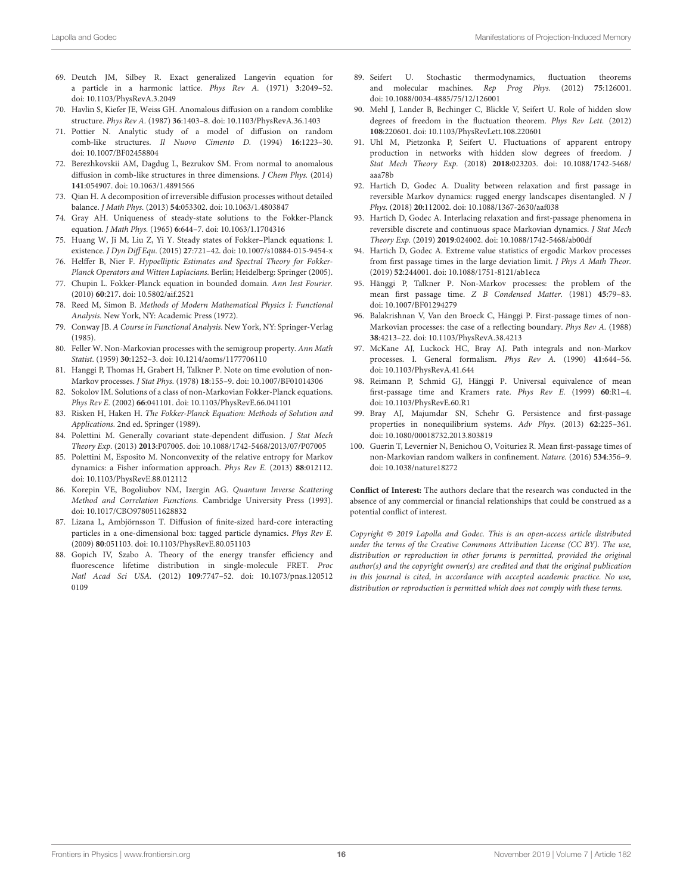69. Deutch JM, Silbey R. Exact generalized Langevin equation for a particle in a harmonic lattice. *Phys Rev A.* (1971) **3**:2049–52. doi: 10.1103/PhysRevA.3.2049
70. Havlin S, Kiefer JE, Weiss GH. Anomalous diffusion on a random comblike structure. *Phys Rev A.* (1987) **36**:1403–8. doi: 10.1103/PhysRevA.36.1403
71. Pottier N. Analytic study of a model of diffusion on random comb-like structures. *Il Nuovo Cimento D.* (1994) **16**:1223–30. doi: 10.1007/BF02458804
72. Berezhkovskii AM, Dagdug L, Bezrukov SM. From normal to anomalous diffusion in comb-like structures in three dimensions. *J Chem Phys.* (2014) **141**:054907. doi: 10.1063/1.4891566
73. Qian H. A decomposition of irreversible diffusion processes without detailed balance. *J Math Phys.* (2013) **54**:053302. doi: 10.1063/1.4803847
74. Gray AH. Uniqueness of steady-state solutions to the Fokker-Planck equation. *J Math Phys.* (1965) **6**:644–7. doi: 10.1063/1.1704316
75. Huang W, Ji M, Liu Z, Yi Y. Steady states of Fokker–Planck equations: I. existence. *J Dyn Diff Equ.* (2015) **27**:721–42. doi: 10.1007/s10884-015-9454-x
76. Helffer B, Nier F. *Hypoelliptic Estimates and Spectral Theory for Fokker-Planck Operators and Witten Laplacians.* Berlin; Heidelberg: Springer (2005).
77. Chupin L. Fokker-Planck equation in bounded domain. *Ann Inst Fourier.* (2010) **60**:217. doi: 10.5802/aif.2521
78. Reed M, Simon B. *Methods of Modern Mathematical Physics I: Functional Analysis.* New York, NY: Academic Press (1972).
79. Conway JB. *A Course in Functional Analysis.* New York, NY: Springer-Verlag (1985).
80. Feller W. Non-Markovian processes with the semigroup property. *Ann Math Statist.* (1959) **30**:1252–3. doi: 10.1214/aoms/1177706110
81. Hanggi P, Thomas H, Grabert H, Talkner P. Note on time evolution of non-Markov processes. *J Stat Phys.* (1978) **18**:155–9. doi: 10.1007/BF01014306
82. Sokolov IM. Solutions of a class of non-Markovian Fokker-Planck equations. *Phys Rev E.* (2002) **66**:041101. doi: 10.1103/PhysRevE.66.041101
83. Risken H, Haken H. *The Fokker-Planck Equation: Methods of Solution and Applications.* 2nd ed. Springer (1989).
84. Polettini M. Generally covariant state-dependent diffusion. *J Stat Mech Theory Exp.* (2013) **2013**:P07005. doi: 10.1088/1742-5468/2013/07/P07005
85. Polettini M, Esposito M. Nonconvexity of the relative entropy for Markov dynamics: a Fisher information approach. *Phys Rev E.* (2013) **88**:012112. doi: 10.1103/PhysRevE.88.012112
86. Korepin VE, Bogoliubov NM, Izergin AG. *Quantum Inverse Scattering Method and Correlation Functions.* Cambridge University Press (1993). doi: 10.1017/CBO9780511628832
87. Lizana L, Ambjörnsson T. Diffusion of finite-sized hard-core interacting particles in a one-dimensional box: tagged particle dynamics. *Phys Rev E.* (2009) **80**:051103. doi: 10.1103/PhysRevE.80.051103
88. Gopich IV, Szabo A. Theory of the energy transfer efficiency and fluorescence lifetime distribution in single-molecule FRET. *Proc Natl Acad Sci USA.* (2012) **109**:7747–52. doi: 10.1073/pnas.1205120109
89. Seifert U. Stochastic thermodynamics, fluctuation theorems and molecular machines. *Rep Prog Phys.* (2012) **75**:126001. doi: 10.1088/0034-4885/75/12/126001
90. Mehl J, Lander B, Bechinger C, Blickle V, Seifert U. Role of hidden slow degrees of freedom in the fluctuation theorem. *Phys Rev Lett.* (2012) **108**:220601. doi: 10.1103/PhysRevLett.108.220601
91. Uhl M, Pietzonka P, Seifert U. Fluctuations of apparent entropy production in networks with hidden slow degrees of freedom. *J Stat Mech Theory Exp.* (2018) **2018**:023203. doi: 10.1088/1742-5468/aaa78b
92. Hartich D, Godec A. Duality between relaxation and first passage in reversible Markov dynamics: rugged energy landscapes disentangled. *N J Phys.* (2018) **20**:112002. doi: 10.1088/1367-2630/aaf038
93. Hartich D, Godec A. Interlacing relaxation and first-passage phenomena in reversible discrete and continuous space Markovian dynamics. *J Stat Mech Theory Exp.* (2019) **2019**:024002. doi: 10.1088/1742-5468/ab00df
94. Hartich D, Godec A. Extreme value statistics of ergodic Markov processes from first passage times in the large deviation limit. *J Phys A Math Theor.* (2019) **52**:244001. doi: 10.1088/1751-8121/ab1eca
95. Hänggi P, Talkner P. Non-Markov processes: the problem of the mean first passage time. *Z B Condensed Matter.* (1981) **45**:79–83. doi: 10.1007/BF01294279
96. Balakrishnan V, Van den Broeck C, Hänggi P. First-passage times of non-Markovian processes: the case of a reflecting boundary. *Phys Rev A.* (1988) **38**:4213–22. doi: 10.1103/PhysRevA.38.4213
97. McKane AJ, Luckock HC, Bray AJ. Path integrals and non-Markov processes. I. General formalism. *Phys Rev A.* (1990) **41**:644–56. doi: 10.1103/PhysRevA.41.644
98. Reimann P, Schmid GJ, Hänggi P. Universal equivalence of mean first-passage time and Kramers rate. *Phys Rev E.* (1999) **60**:R1–4. doi: 10.1103/PhysRevE.60.R1
99. Bray AJ, Majumdar SN, Schehr G. Persistence and first-passage properties in nonequilibrium systems. *Adv Phys.* (2013) **62**:225–361. doi: 10.1080/00018732.2013.803819
100. Guerin T, Levernier N, Benichou O, Voituriez R. Mean first-passage times of non-Markovian random walkers in confinement. *Nature.* (2016) **534**:356–9. doi: 10.1038/nature18272

**Conflict of Interest:** The authors declare that the research was conducted in the absence of any commercial or financial relationships that could be construed as a potential conflict of interest.

*Copyright © 2019 Lapolla and Godec. This is an open-access article distributed under the terms of the Creative Commons Attribution License (CC BY). The use, distribution or reproduction in other forums is permitted, provided the original author(s) and the copyright owner(s) are credited and that the original publication in this journal is cited, in accordance with accepted academic practice. No use, distribution or reproduction is permitted which does not comply with these terms.*